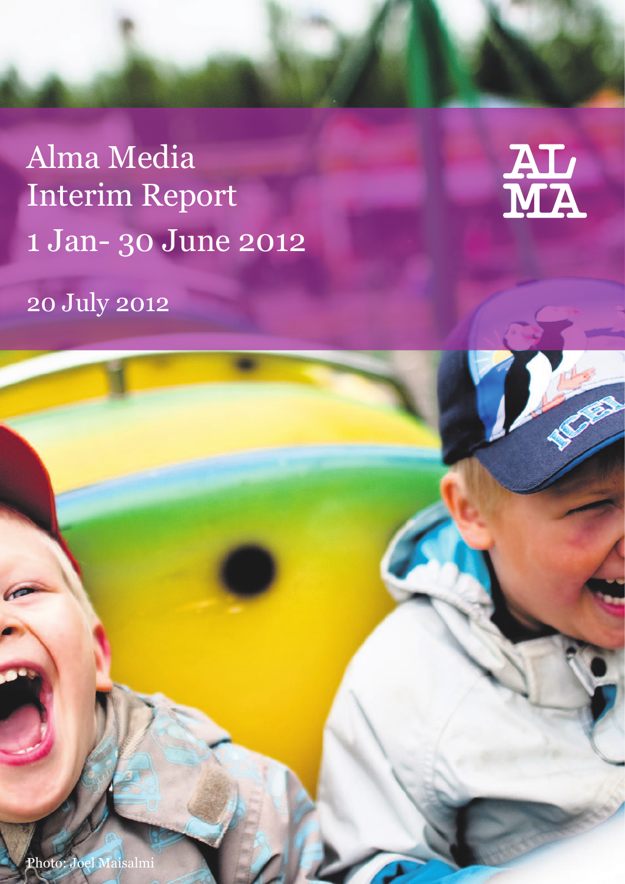# Alma Media Interim Report 1 Jan- 30 June 2012

20 July 2012

AL MA

Photo: Joel Maisalmi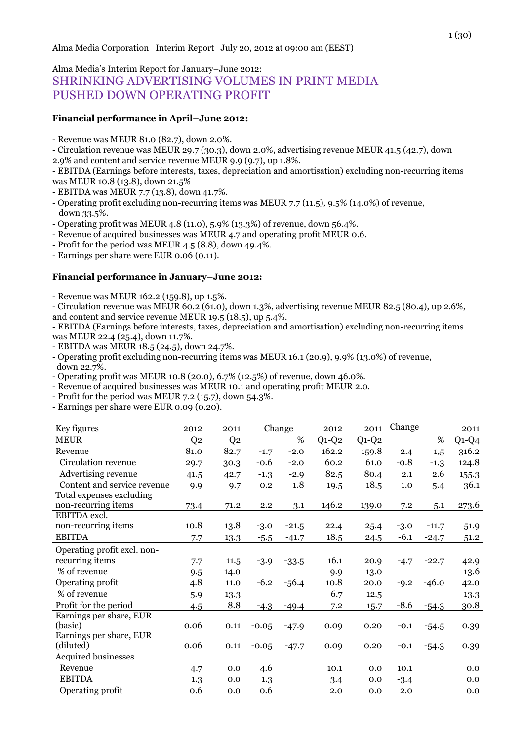Alma Media Corporation Interim Report July 20, 2012 at 09:00 am (EEST)

Alma Media's Interim Report for January–June 2012:

# SHRINKING ADVERTISING VOLUMES IN PRINT MEDIA PUSHED DOWN OPERATING PROFIT

**Financial performance in April–June 2012:**

- Revenue was MEUR 81.0 (82.7), down 2.0%.
- Circulation revenue was MEUR 29.7 (30.3), down 2.0%, advertising revenue MEUR 41.5 (42.7), down 2.9% and content and service revenue MEUR 9.9 (9.7), up 1.8%.
- EBITDA (Earnings before interests, taxes, depreciation and amortisation) excluding non-recurring items was MEUR 10.8 (13.8), down 21.5%
- EBITDA was MEUR 7.7 (13.8), down 41.7%.
- Operating profit excluding non-recurring items was MEUR 7.7 (11.5), 9.5% (14.0%) of revenue, down 33.5%.
- Operating profit was MEUR 4.8 (11.0), 5.9% (13.3%) of revenue, down 56.4%.
- Revenue of acquired businesses was MEUR 4.7 and operating profit MEUR 0.6.
- Profit for the period was MEUR 4.5 (8.8), down 49.4%.
- Earnings per share were EUR 0.06 (0.11).

**Financial performance in January–June 2012:**

- Revenue was MEUR 162.2 (159.8), up 1.5%.
- Circulation revenue was MEUR 60.2 (61.0), down 1.3%, advertising revenue MEUR 82.5 (80.4), up 2.6%, and content and service revenue MEUR 19.5 (18.5), up 5.4%.
- EBITDA (Earnings before interests, taxes, depreciation and amortisation) excluding non-recurring items was MEUR 22.4 (25.4), down 11.7%.
- EBITDA was MEUR 18.5 (24.5), down 24.7%.
- Operating profit excluding non-recurring items was MEUR 16.1 (20.9), 9.9% (13.0%) of revenue, down 22.7%.
- Operating profit was MEUR 10.8 (20.0), 6.7% (12.5%) of revenue, down 46.0%.
- Revenue of acquired businesses was MEUR 10.1 and operating profit MEUR 2.0.
- Profit for the period was MEUR 7.2 (15.7), down 54.3%.
- Earnings per share were EUR 0.09 (0.20).

| Key figures | 2012 | 2011 | Change | | 2012 | 2011 | Change | | 2011 |
|---|---|---|---|---|---|---|---|---|---|
| MEUR | Q2 | Q2 | | % | Q1-Q2 | Q1-Q2 | | % | Q1-Q4 |
| Revenue | 81.0 | 82.7 | -1.7 | -2.0 | 162.2 | 159.8 | 2.4 | 1,5 | 316.2 |
| Circulation revenue | 29.7 | 30.3 | -0.6 | -2.0 | 60.2 | 61.0 | -0.8 | -1.3 | 124.8 |
| Advertising revenue | 41.5 | 42.7 | -1.3 | -2.9 | 82.5 | 80.4 | 2.1 | 2.6 | 155.3 |
| Content and service revenue | 9.9 | 9.7 | 0.2 | 1.8 | 19.5 | 18.5 | 1.0 | 5.4 | 36.1 |
| Total expenses excluding non-recurring items | 73.4 | 71.2 | 2.2 | 3.1 | 146.2 | 139.0 | 7.2 | 5.1 | 273.6 |
| EBITDA excl. non-recurring items | 10.8 | 13.8 | -3.0 | -21.5 | 22.4 | 25.4 | -3.0 | -11.7 | 51.9 |
| EBITDA | 7.7 | 13.3 | -5.5 | -41.7 | 18.5 | 24.5 | -6.1 | -24.7 | 51.2 |
| Operating profit excl. non-recurring items | 7.7 | 11.5 | -3.9 | -33.5 | 16.1 | 20.9 | -4.7 | -22.7 | 42.9 |
| % of revenue | 9.5 | 14.0 | | | 9.9 | 13.0 | | | 13.6 |
| Operating profit | 4.8 | 11.0 | -6.2 | -56.4 | 10.8 | 20.0 | -9.2 | -46.0 | 42.0 |
| % of revenue | 5.9 | 13.3 | | | 6.7 | 12.5 | | | 13.3 |
| Profit for the period | 4.5 | 8.8 | -4.3 | -49.4 | 7.2 | 15.7 | -8.6 | -54.3 | 30.8 |
| Earnings per share, EUR (basic) | 0.06 | 0.11 | -0.05 | -47.9 | 0.09 | 0.20 | -0.1 | -54.5 | 0.39 |
| Earnings per share, EUR (diluted) | 0.06 | 0.11 | -0.05 | -47.7 | 0.09 | 0.20 | -0.1 | -54.3 | 0.39 |
| Acquired businesses | | | | | | | | | |
| Revenue | 4.7 | 0.0 | 4.6 | | 10.1 | 0.0 | 10.1 | | 0.0 |
| EBITDA | 1.3 | 0.0 | 1.3 | | 3.4 | 0.0 | -3.4 | | 0.0 |
| Operating profit | 0.6 | 0.0 | 0.6 | | 2.0 | 0.0 | 2.0 | | 0.0 |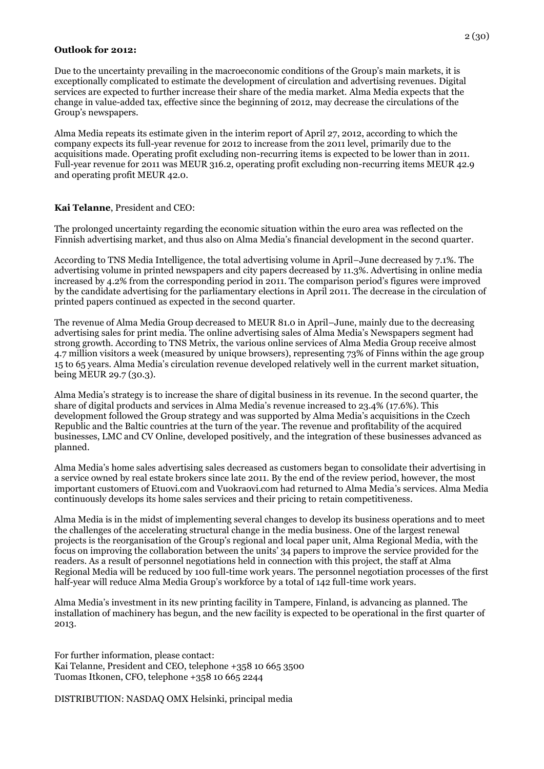**Outlook for 2012:**

Due to the uncertainty prevailing in the macroeconomic conditions of the Group's main markets, it is exceptionally complicated to estimate the development of circulation and advertising revenues. Digital services are expected to further increase their share of the media market. Alma Media expects that the change in value-added tax, effective since the beginning of 2012, may decrease the circulations of the Group's newspapers.

Alma Media repeats its estimate given in the interim report of April 27, 2012, according to which the company expects its full-year revenue for 2012 to increase from the 2011 level, primarily due to the acquisitions made. Operating profit excluding non-recurring items is expected to be lower than in 2011. Full-year revenue for 2011 was MEUR 316.2, operating profit excluding non-recurring items MEUR 42.9 and operating profit MEUR 42.0.

**Kai Telanne**, President and CEO:

The prolonged uncertainty regarding the economic situation within the euro area was reflected on the Finnish advertising market, and thus also on Alma Media's financial development in the second quarter.

According to TNS Media Intelligence, the total advertising volume in April–June decreased by 7.1%. The advertising volume in printed newspapers and city papers decreased by 11.3%. Advertising in online media increased by 4.2% from the corresponding period in 2011. The comparison period's figures were improved by the candidate advertising for the parliamentary elections in April 2011. The decrease in the circulation of printed papers continued as expected in the second quarter.

The revenue of Alma Media Group decreased to MEUR 81.0 in April–June, mainly due to the decreasing advertising sales for print media. The online advertising sales of Alma Media's Newspapers segment had strong growth. According to TNS Metrix, the various online services of Alma Media Group receive almost 4.7 million visitors a week (measured by unique browsers), representing 73% of Finns within the age group 15 to 65 years. Alma Media's circulation revenue developed relatively well in the current market situation, being MEUR 29.7 (30.3).

Alma Media's strategy is to increase the share of digital business in its revenue. In the second quarter, the share of digital products and services in Alma Media's revenue increased to 23.4% (17.6%). This development followed the Group strategy and was supported by Alma Media's acquisitions in the Czech Republic and the Baltic countries at the turn of the year. The revenue and profitability of the acquired businesses, LMC and CV Online, developed positively, and the integration of these businesses advanced as planned.

Alma Media's home sales advertising sales decreased as customers began to consolidate their advertising in a service owned by real estate brokers since late 2011. By the end of the review period, however, the most important customers of Etuovi.com and Vuokraovi.com had returned to Alma Media's services. Alma Media continuously develops its home sales services and their pricing to retain competitiveness.

Alma Media is in the midst of implementing several changes to develop its business operations and to meet the challenges of the accelerating structural change in the media business. One of the largest renewal projects is the reorganisation of the Group's regional and local paper unit, Alma Regional Media, with the focus on improving the collaboration between the units' 34 papers to improve the service provided for the readers. As a result of personnel negotiations held in connection with this project, the staff at Alma Regional Media will be reduced by 100 full-time work years. The personnel negotiation processes of the first half-year will reduce Alma Media Group's workforce by a total of 142 full-time work years.

Alma Media's investment in its new printing facility in Tampere, Finland, is advancing as planned. The installation of machinery has begun, and the new facility is expected to be operational in the first quarter of 2013.

For further information, please contact:
Kai Telanne, President and CEO, telephone +358 10 665 3500
Tuomas Itkonen, CFO, telephone +358 10 665 2244

DISTRIBUTION: NASDAQ OMX Helsinki, principal media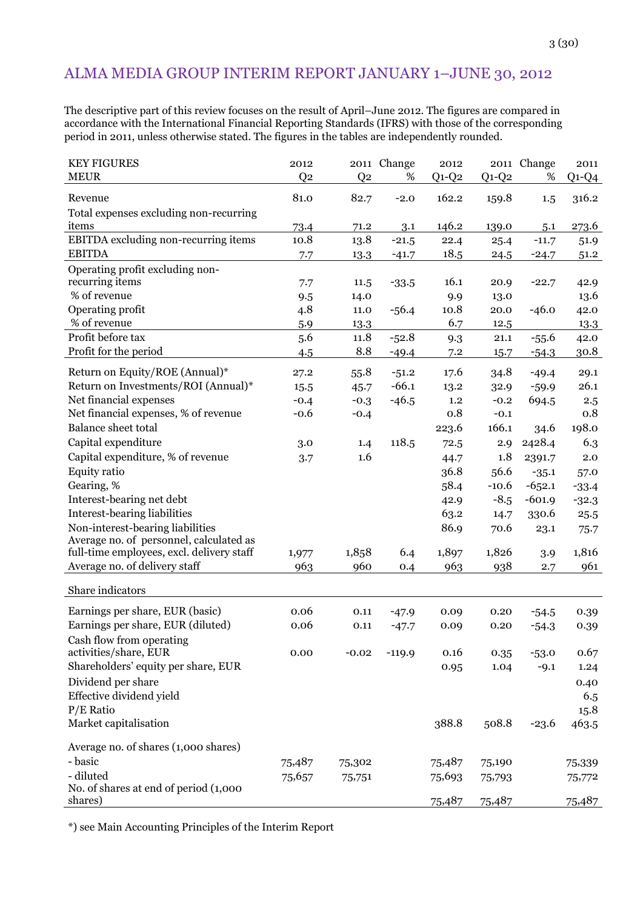# ALMA MEDIA GROUP INTERIM REPORT JANUARY 1–JUNE 30, 2012

The descriptive part of this review focuses on the result of April–June 2012. The figures are compared in accordance with the International Financial Reporting Standards (IFRS) with those of the corresponding period in 2011, unless otherwise stated. The figures in the tables are independently rounded.

| KEY FIGURES MEUR | 2012 Q2 | 2011 Q2 | Change % | 2012 Q1-Q2 | 2011 Q1-Q2 | Change % | 2011 Q1-Q4 |
|---|---|---|---|---|---|---|---|
| Revenue | 81.0 | 82.7 | -2.0 | 162.2 | 159.8 | 1.5 | 316.2 |
| Total expenses excluding non-recurring items | 73.4 | 71.2 | 3.1 | 146.2 | 139.0 | 5.1 | 273.6 |
| EBITDA excluding non-recurring items | 10.8 | 13.8 | -21.5 | 22.4 | 25.4 | -11.7 | 51.9 |
| EBITDA | 7.7 | 13.3 | -41.7 | 18.5 | 24.5 | -24.7 | 51.2 |
| Operating profit excluding non-recurring items | 7.7 | 11.5 | -33.5 | 16.1 | 20.9 | -22.7 | 42.9 |
| % of revenue | 9.5 | 14.0 | | 9.9 | 13.0 | | 13.6 |
| Operating profit | 4.8 | 11.0 | -56.4 | 10.8 | 20.0 | -46.0 | 42.0 |
| % of revenue | 5.9 | 13.3 | | 6.7 | 12.5 | | 13.3 |
| Profit before tax | 5.6 | 11.8 | -52.8 | 9.3 | 21.1 | -55.6 | 42.0 |
| Profit for the period | 4.5 | 8.8 | -49.4 | 7.2 | 15.7 | -54.3 | 30.8 |
| Return on Equity/ROE (Annual)* | 27.2 | 55.8 | -51.2 | 17.6 | 34.8 | -49.4 | 29.1 |
| Return on Investments/ROI (Annual)* | 15.5 | 45.7 | -66.1 | 13.2 | 32.9 | -59.9 | 26.1 |
| Net financial expenses | -0.4 | -0.3 | -46.5 | 1.2 | -0.2 | 694.5 | 2.5 |
| Net financial expenses, % of revenue | -0.6 | -0.4 | | 0.8 | -0.1 | | 0.8 |
| Balance sheet total | | | | 223.6 | 166.1 | 34.6 | 198.0 |
| Capital expenditure | 3.0 | 1.4 | 118.5 | 72.5 | 2.9 | 2428.4 | 6.3 |
| Capital expenditure, % of revenue | 3.7 | 1.6 | | 44.7 | 1.8 | 2391.7 | 2.0 |
| Equity ratio | | | | 36.8 | 56.6 | -35.1 | 57.0 |
| Gearing, % | | | | 58.4 | -10.6 | -652.1 | -33.4 |
| Interest-bearing net debt | | | | 42.9 | -8.5 | -601.9 | -32.3 |
| Interest-bearing liabilities | | | | 63.2 | 14.7 | 330.6 | 25.5 |
| Non-interest-bearing liabilities | | | | 86.9 | 70.6 | 23.1 | 75.7 |
| Average no. of personnel, calculated as full-time employees, excl. delivery staff | 1,977 | 1,858 | 6.4 | 1,897 | 1,826 | 3.9 | 1,816 |
| Average no. of delivery staff | 963 | 960 | 0.4 | 963 | 938 | 2.7 | 961 |
| **Share indicators** | | | | | | | |
| Earnings per share, EUR (basic) | 0.06 | 0.11 | -47.9 | 0.09 | 0.20 | -54.5 | 0.39 |
| Earnings per share, EUR (diluted) | 0.06 | 0.11 | -47.7 | 0.09 | 0.20 | -54.3 | 0.39 |
| Cash flow from operating activities/share, EUR | 0.00 | -0.02 | -119.9 | 0.16 | 0.35 | -53.0 | 0.67 |
| Shareholders' equity per share, EUR | | | | 0.95 | 1.04 | -9.1 | 1.24 |
| Dividend per share | | | | | | | 0.40 |
| Effective dividend yield | | | | | | | 6.5 |
| P/E Ratio | | | | | | | 15.8 |
| Market capitalisation | | | | 388.8 | 508.8 | -23.6 | 463.5 |
| Average no. of shares (1,000 shares) | | | | | | | |
| - basic | 75,487 | 75,302 | | 75,487 | 75,190 | | 75,339 |
| - diluted | 75,657 | 75,751 | | 75,693 | 75,793 | | 75,772 |
| No. of shares at end of period (1,000 shares) | | | | 75,487 | 75,487 | | 75,487 |

*) see Main Accounting Principles of the Interim Report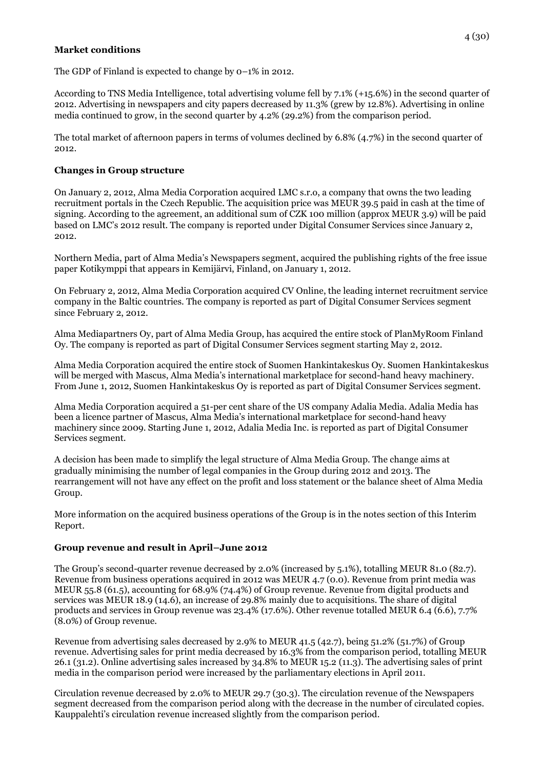**Market conditions**

The GDP of Finland is expected to change by 0–1% in 2012.

According to TNS Media Intelligence, total advertising volume fell by 7.1% (+15.6%) in the second quarter of 2012. Advertising in newspapers and city papers decreased by 11.3% (grew by 12.8%). Advertising in online media continued to grow, in the second quarter by 4.2% (29.2%) from the comparison period.

The total market of afternoon papers in terms of volumes declined by 6.8% (4.7%) in the second quarter of 2012.

**Changes in Group structure**

On January 2, 2012, Alma Media Corporation acquired LMC s.r.o, a company that owns the two leading recruitment portals in the Czech Republic. The acquisition price was MEUR 39.5 paid in cash at the time of signing. According to the agreement, an additional sum of CZK 100 million (approx MEUR 3.9) will be paid based on LMC's 2012 result. The company is reported under Digital Consumer Services since January 2, 2012.

Northern Media, part of Alma Media's Newspapers segment, acquired the publishing rights of the free issue paper Kotikymppi that appears in Kemijärvi, Finland, on January 1, 2012.

On February 2, 2012, Alma Media Corporation acquired CV Online, the leading internet recruitment service company in the Baltic countries. The company is reported as part of Digital Consumer Services segment since February 2, 2012.

Alma Mediapartners Oy, part of Alma Media Group, has acquired the entire stock of PlanMyRoom Finland Oy. The company is reported as part of Digital Consumer Services segment starting May 2, 2012.

Alma Media Corporation acquired the entire stock of Suomen Hankintakeskus Oy. Suomen Hankintakeskus will be merged with Mascus, Alma Media's international marketplace for second-hand heavy machinery. From June 1, 2012, Suomen Hankintakeskus Oy is reported as part of Digital Consumer Services segment.

Alma Media Corporation acquired a 51-per cent share of the US company Adalia Media. Adalia Media has been a licence partner of Mascus, Alma Media's international marketplace for second-hand heavy machinery since 2009. Starting June 1, 2012, Adalia Media Inc. is reported as part of Digital Consumer Services segment.

A decision has been made to simplify the legal structure of Alma Media Group. The change aims at gradually minimising the number of legal companies in the Group during 2012 and 2013. The rearrangement will not have any effect on the profit and loss statement or the balance sheet of Alma Media Group.

More information on the acquired business operations of the Group is in the notes section of this Interim Report.

**Group revenue and result in April–June 2012**

The Group's second-quarter revenue decreased by 2.0% (increased by 5.1%), totalling MEUR 81.0 (82.7). Revenue from business operations acquired in 2012 was MEUR 4.7 (0.0). Revenue from print media was MEUR 55.8 (61.5), accounting for 68.9% (74.4%) of Group revenue. Revenue from digital products and services was MEUR 18.9 (14.6), an increase of 29.8% mainly due to acquisitions. The share of digital products and services in Group revenue was 23.4% (17.6%). Other revenue totalled MEUR 6.4 (6.6), 7.7% (8.0%) of Group revenue.

Revenue from advertising sales decreased by 2.9% to MEUR 41.5 (42.7), being 51.2% (51.7%) of Group revenue. Advertising sales for print media decreased by 16.3% from the comparison period, totalling MEUR 26.1 (31.2). Online advertising sales increased by 34.8% to MEUR 15.2 (11.3). The advertising sales of print media in the comparison period were increased by the parliamentary elections in April 2011.

Circulation revenue decreased by 2.0% to MEUR 29.7 (30.3). The circulation revenue of the Newspapers segment decreased from the comparison period along with the decrease in the number of circulated copies. Kauppalehti's circulation revenue increased slightly from the comparison period.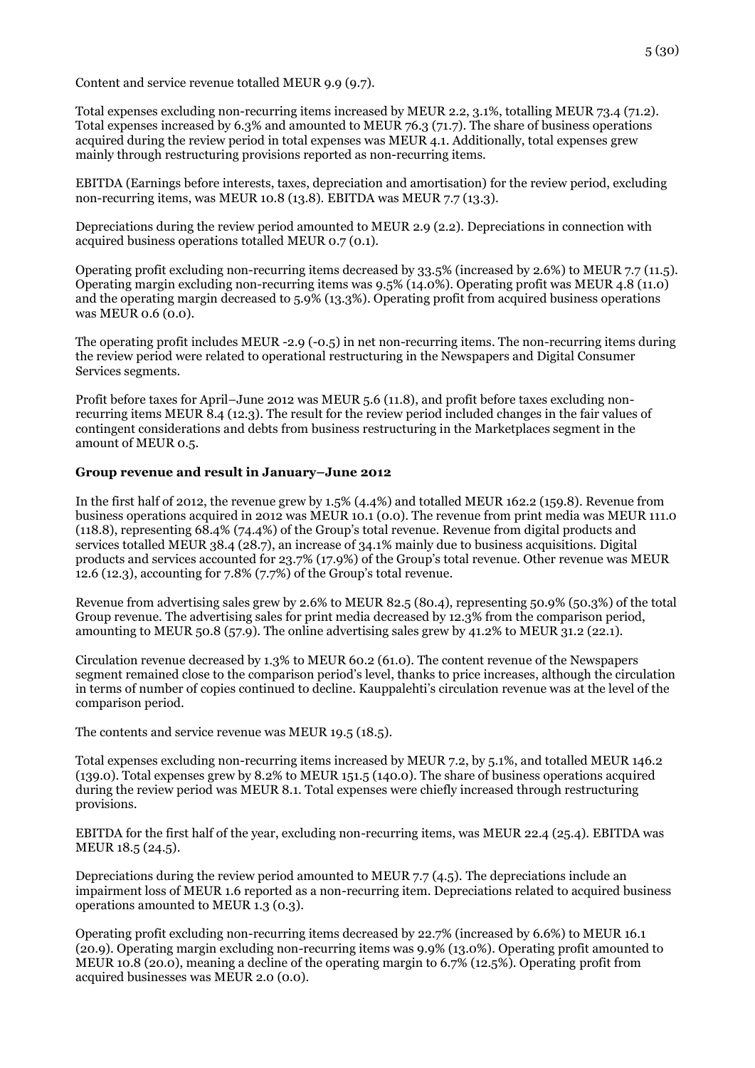Content and service revenue totalled MEUR 9.9 (9.7).

Total expenses excluding non-recurring items increased by MEUR 2.2, 3.1%, totalling MEUR 73.4 (71.2). Total expenses increased by 6.3% and amounted to MEUR 76.3 (71.7). The share of business operations acquired during the review period in total expenses was MEUR 4.1. Additionally, total expenses grew mainly through restructuring provisions reported as non-recurring items.

EBITDA (Earnings before interests, taxes, depreciation and amortisation) for the review period, excluding non-recurring items, was MEUR 10.8 (13.8). EBITDA was MEUR 7.7 (13.3).

Depreciations during the review period amounted to MEUR 2.9 (2.2). Depreciations in connection with acquired business operations totalled MEUR 0.7 (0.1).

Operating profit excluding non-recurring items decreased by 33.5% (increased by 2.6%) to MEUR 7.7 (11.5). Operating margin excluding non-recurring items was 9.5% (14.0%). Operating profit was MEUR 4.8 (11.0) and the operating margin decreased to 5.9% (13.3%). Operating profit from acquired business operations was MEUR 0.6 (0.0).

The operating profit includes MEUR -2.9 (-0.5) in net non-recurring items. The non-recurring items during the review period were related to operational restructuring in the Newspapers and Digital Consumer Services segments.

Profit before taxes for April–June 2012 was MEUR 5.6 (11.8), and profit before taxes excluding non-recurring items MEUR 8.4 (12.3). The result for the review period included changes in the fair values of contingent considerations and debts from business restructuring in the Marketplaces segment in the amount of MEUR 0.5.

**Group revenue and result in January–June 2012**

In the first half of 2012, the revenue grew by 1.5% (4.4%) and totalled MEUR 162.2 (159.8). Revenue from business operations acquired in 2012 was MEUR 10.1 (0.0). The revenue from print media was MEUR 111.0 (118.8), representing 68.4% (74.4%) of the Group's total revenue. Revenue from digital products and services totalled MEUR 38.4 (28.7), an increase of 34.1% mainly due to business acquisitions. Digital products and services accounted for 23.7% (17.9%) of the Group's total revenue. Other revenue was MEUR 12.6 (12.3), accounting for 7.8% (7.7%) of the Group's total revenue.

Revenue from advertising sales grew by 2.6% to MEUR 82.5 (80.4), representing 50.9% (50.3%) of the total Group revenue. The advertising sales for print media decreased by 12.3% from the comparison period, amounting to MEUR 50.8 (57.9). The online advertising sales grew by 41.2% to MEUR 31.2 (22.1).

Circulation revenue decreased by 1.3% to MEUR 60.2 (61.0). The content revenue of the Newspapers segment remained close to the comparison period's level, thanks to price increases, although the circulation in terms of number of copies continued to decline. Kauppalehti's circulation revenue was at the level of the comparison period.

The contents and service revenue was MEUR 19.5 (18.5).

Total expenses excluding non-recurring items increased by MEUR 7.2, by 5.1%, and totalled MEUR 146.2 (139.0). Total expenses grew by 8.2% to MEUR 151.5 (140.0). The share of business operations acquired during the review period was MEUR 8.1. Total expenses were chiefly increased through restructuring provisions.

EBITDA for the first half of the year, excluding non-recurring items, was MEUR 22.4 (25.4). EBITDA was MEUR 18.5 (24.5).

Depreciations during the review period amounted to MEUR 7.7 (4.5). The depreciations include an impairment loss of MEUR 1.6 reported as a non-recurring item. Depreciations related to acquired business operations amounted to MEUR 1.3 (0.3).

Operating profit excluding non-recurring items decreased by 22.7% (increased by 6.6%) to MEUR 16.1 (20.9). Operating margin excluding non-recurring items was 9.9% (13.0%). Operating profit amounted to MEUR 10.8 (20.0), meaning a decline of the operating margin to 6.7% (12.5%). Operating profit from acquired businesses was MEUR 2.0 (0.0).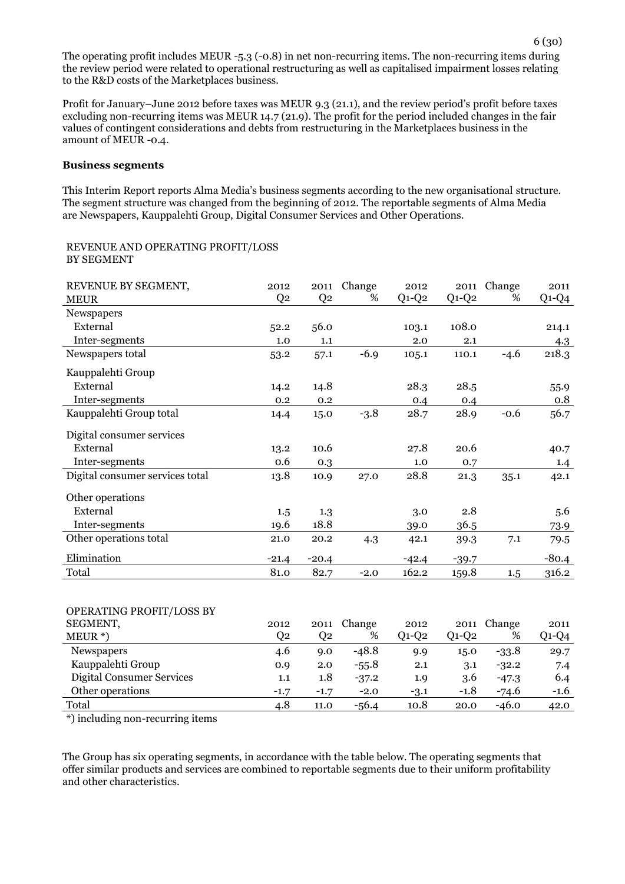The operating profit includes MEUR -5.3 (-0.8) in net non-recurring items. The non-recurring items during the review period were related to operational restructuring as well as capitalised impairment losses relating to the R&D costs of the Marketplaces business.

Profit for January–June 2012 before taxes was MEUR 9.3 (21.1), and the review period's profit before taxes excluding non-recurring items was MEUR 14.7 (21.9). The profit for the period included changes in the fair values of contingent considerations and debts from restructuring in the Marketplaces business in the amount of MEUR -0.4.

**Business segments**

This Interim Report reports Alma Media's business segments according to the new organisational structure. The segment structure was changed from the beginning of 2012. The reportable segments of Alma Media are Newspapers, Kauppalehti Group, Digital Consumer Services and Other Operations.

REVENUE AND OPERATING PROFIT/LOSS BY SEGMENT

| REVENUE BY SEGMENT, MEUR | 2012 Q2 | 2011 Q2 | Change % | 2012 Q1-Q2 | 2011 Q1-Q2 | Change % | 2011 Q1-Q4 |
|---|---|---|---|---|---|---|---|
| Newspapers | | | | | | | |
| External | 52.2 | 56.0 | | 103.1 | 108.0 | | 214.1 |
| Inter-segments | 1.0 | 1.1 | | 2.0 | 2.1 | | 4.3 |
| Newspapers total | 53.2 | 57.1 | -6.9 | 105.1 | 110.1 | -4.6 | 218.3 |
| Kauppalehti Group | | | | | | | |
| External | 14.2 | 14.8 | | 28.3 | 28.5 | | 55.9 |
| Inter-segments | 0.2 | 0.2 | | 0.4 | 0.4 | | 0.8 |
| Kauppalehti Group total | 14.4 | 15.0 | -3.8 | 28.7 | 28.9 | -0.6 | 56.7 |
| Digital consumer services | | | | | | | |
| External | 13.2 | 10.6 | | 27.8 | 20.6 | | 40.7 |
| Inter-segments | 0.6 | 0.3 | | 1.0 | 0.7 | | 1.4 |
| Digital consumer services total | 13.8 | 10.9 | 27.0 | 28.8 | 21.3 | 35.1 | 42.1 |
| Other operations | | | | | | | |
| External | 1.5 | 1.3 | | 3.0 | 2.8 | | 5.6 |
| Inter-segments | 19.6 | 18.8 | | 39.0 | 36.5 | | 73.9 |
| Other operations total | 21.0 | 20.2 | 4.3 | 42.1 | 39.3 | 7.1 | 79.5 |
| Elimination | -21.4 | -20.4 | | -42.4 | -39.7 | | -80.4 |
| Total | 81.0 | 82.7 | -2.0 | 162.2 | 159.8 | 1.5 | 316.2 |

| OPERATING PROFIT/LOSS BY SEGMENT, MEUR *) | 2012 Q2 | 2011 Q2 | Change % | 2012 Q1-Q2 | 2011 Q1-Q2 | Change % | 2011 Q1-Q4 |
|---|---|---|---|---|---|---|---|
| Newspapers | 4.6 | 9.0 | -48.8 | 9.9 | 15.0 | -33.8 | 29.7 |
| Kauppalehti Group | 0.9 | 2.0 | -55.8 | 2.1 | 3.1 | -32.2 | 7.4 |
| Digital Consumer Services | 1.1 | 1.8 | -37.2 | 1.9 | 3.6 | -47.3 | 6.4 |
| Other operations | -1.7 | -1.7 | -2.0 | -3.1 | -1.8 | -74.6 | -1.6 |
| Total | 4.8 | 11.0 | -56.4 | 10.8 | 20.0 | -46.0 | 42.0 |

*) including non-recurring items

The Group has six operating segments, in accordance with the table below. The operating segments that offer similar products and services are combined to reportable segments due to their uniform profitability and other characteristics.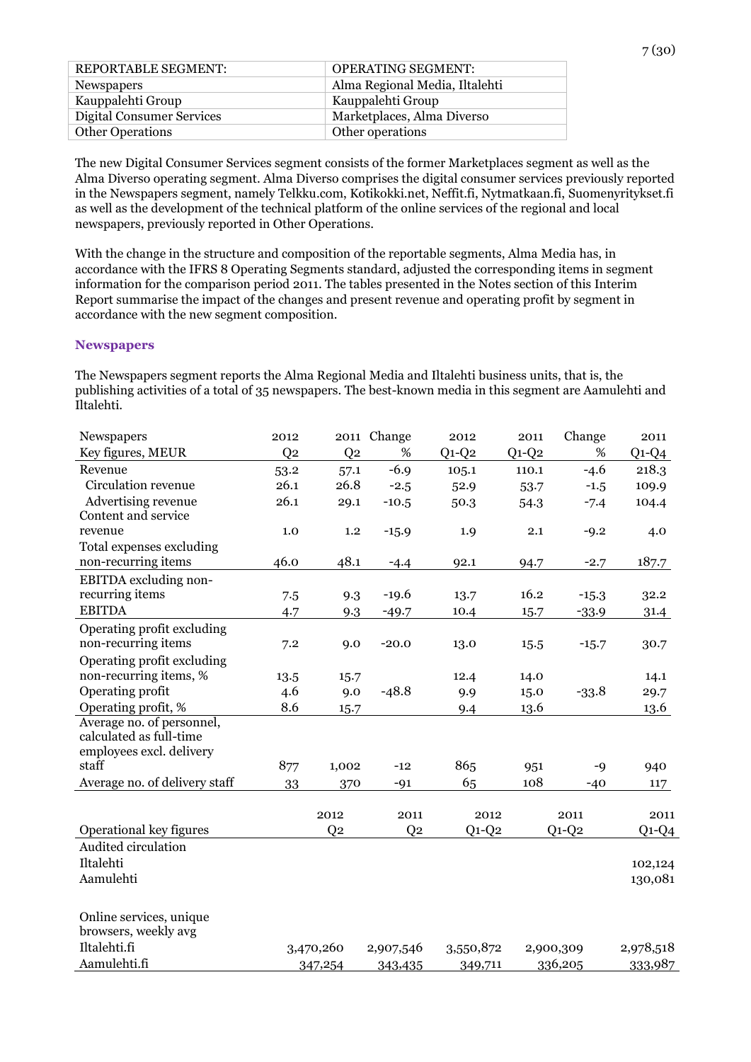| REPORTABLE SEGMENT: | OPERATING SEGMENT: |
|---|---|
| Newspapers | Alma Regional Media, Iltalehti |
| Kauppalehti Group | Kauppalehti Group |
| Digital Consumer Services | Marketplaces, Alma Diverso |
| Other Operations | Other operations |

The new Digital Consumer Services segment consists of the former Marketplaces segment as well as the Alma Diverso operating segment. Alma Diverso comprises the digital consumer services previously reported in the Newspapers segment, namely Telkku.com, Kotikokki.net, Neffit.fi, Nytmatkaan.fi, Suomenyritykset.fi as well as the development of the technical platform of the online services of the regional and local newspapers, previously reported in Other Operations.

With the change in the structure and composition of the reportable segments, Alma Media has, in accordance with the IFRS 8 Operating Segments standard, adjusted the corresponding items in segment information for the comparison period 2011. The tables presented in the Notes section of this Interim Report summarise the impact of the changes and present revenue and operating profit by segment in accordance with the new segment composition.

### Newspapers

The Newspapers segment reports the Alma Regional Media and Iltalehti business units, that is, the publishing activities of a total of 35 newspapers. The best-known media in this segment are Aamulehti and Iltalehti.

| Newspapers<br>Key figures, MEUR | 2012<br>Q2 | 2011<br>Q2 | Change<br>% | 2012<br>Q1-Q2 | 2011<br>Q1-Q2 | Change<br>% | 2011<br>Q1-Q4 |
|---|---|---|---|---|---|---|---|
| Revenue | 53.2 | 57.1 | -6.9 | 105.1 | 110.1 | -4.6 | 218.3 |
| Circulation revenue | 26.1 | 26.8 | -2.5 | 52.9 | 53.7 | -1.5 | 109.9 |
| Advertising revenue | 26.1 | 29.1 | -10.5 | 50.3 | 54.3 | -7.4 | 104.4 |
| Content and service revenue | 1.0 | 1.2 | -15.9 | 1.9 | 2.1 | -9.2 | 4.0 |
| Total expenses excluding non-recurring items | 46.0 | 48.1 | -4.4 | 92.1 | 94.7 | -2.7 | 187.7 |
| EBITDA excluding non-recurring items | 7.5 | 9.3 | -19.6 | 13.7 | 16.2 | -15.3 | 32.2 |
| EBITDA | 4.7 | 9.3 | -49.7 | 10.4 | 15.7 | -33.9 | 31.4 |
| Operating profit excluding non-recurring items | 7.2 | 9.0 | -20.0 | 13.0 | 15.5 | -15.7 | 30.7 |
| Operating profit excluding non-recurring items, % | 13.5 | 15.7 | | 12.4 | 14.0 | | 14.1 |
| Operating profit | 4.6 | 9.0 | -48.8 | 9.9 | 15.0 | -33.8 | 29.7 |
| Operating profit, % | 8.6 | 15.7 | | 9.4 | 13.6 | | 13.6 |
| Average no. of personnel, calculated as full-time employees excl. delivery staff | 877 | 1,002 | -12 | 865 | 951 | -9 | 940 |
| Average no. of delivery staff | 33 | 370 | -91 | 65 | 108 | -40 | 117 |

| Operational key figures | 2012<br>Q2 | 2011<br>Q2 | 2012<br>Q1-Q2 | 2011<br>Q1-Q2 | 2011<br>Q1-Q4 |
|---|---|---|---|---|---|
| Audited circulation | | | | | |
| Iltalehti | | | | | 102,124 |
| Aamulehti | | | | | 130,081 |
| Online services, unique browsers, weekly avg | | | | | |
| Iltalehti.fi | 3,470,260 | 2,907,546 | 3,550,872 | 2,900,309 | 2,978,518 |
| Aamulehti.fi | 347,254 | 343,435 | 349,711 | 336,205 | 333,987 |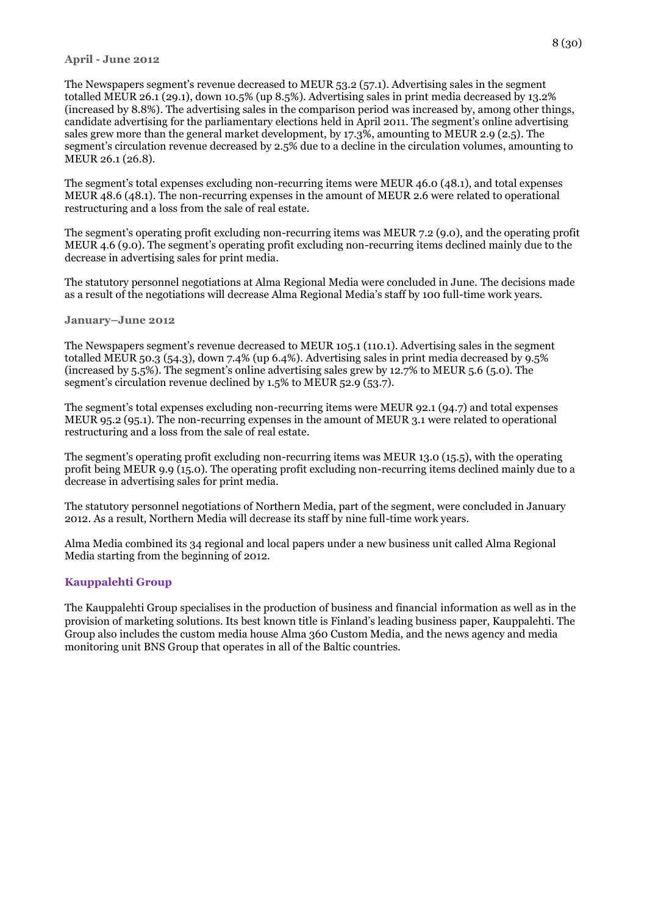### April - June 2012

The Newspapers segment's revenue decreased to MEUR 53.2 (57.1). Advertising sales in the segment totalled MEUR 26.1 (29.1), down 10.5% (up 8.5%). Advertising sales in print media decreased by 13.2% (increased by 8.8%). The advertising sales in the comparison period was increased by, among other things, candidate advertising for the parliamentary elections held in April 2011. The segment's online advertising sales grew more than the general market development, by 17.3%, amounting to MEUR 2.9 (2.5). The segment's circulation revenue decreased by 2.5% due to a decline in the circulation volumes, amounting to MEUR 26.1 (26.8).

The segment's total expenses excluding non-recurring items were MEUR 46.0 (48.1), and total expenses MEUR 48.6 (48.1). The non-recurring expenses in the amount of MEUR 2.6 were related to operational restructuring and a loss from the sale of real estate.

The segment's operating profit excluding non-recurring items was MEUR 7.2 (9.0), and the operating profit MEUR 4.6 (9.0). The segment's operating profit excluding non-recurring items declined mainly due to the decrease in advertising sales for print media.

The statutory personnel negotiations at Alma Regional Media were concluded in June. The decisions made as a result of the negotiations will decrease Alma Regional Media's staff by 100 full-time work years.

### January–June 2012

The Newspapers segment's revenue decreased to MEUR 105.1 (110.1). Advertising sales in the segment totalled MEUR 50.3 (54.3), down 7.4% (up 6.4%). Advertising sales in print media decreased by 9.5% (increased by 5.5%). The segment's online advertising sales grew by 12.7% to MEUR 5.6 (5.0). The segment's circulation revenue declined by 1.5% to MEUR 52.9 (53.7).

The segment's total expenses excluding non-recurring items were MEUR 92.1 (94.7) and total expenses MEUR 95.2 (95.1). The non-recurring expenses in the amount of MEUR 3.1 were related to operational restructuring and a loss from the sale of real estate.

The segment's operating profit excluding non-recurring items was MEUR 13.0 (15.5), with the operating profit being MEUR 9.9 (15.0). The operating profit excluding non-recurring items declined mainly due to a decrease in advertising sales for print media.

The statutory personnel negotiations of Northern Media, part of the segment, were concluded in January 2012. As a result, Northern Media will decrease its staff by nine full-time work years.

Alma Media combined its 34 regional and local papers under a new business unit called Alma Regional Media starting from the beginning of 2012.

## Kauppalehti Group

The Kauppalehti Group specialises in the production of business and financial information as well as in the provision of marketing solutions. Its best known title is Finland's leading business paper, Kauppalehti. The Group also includes the custom media house Alma 360 Custom Media, and the news agency and media monitoring unit BNS Group that operates in all of the Baltic countries.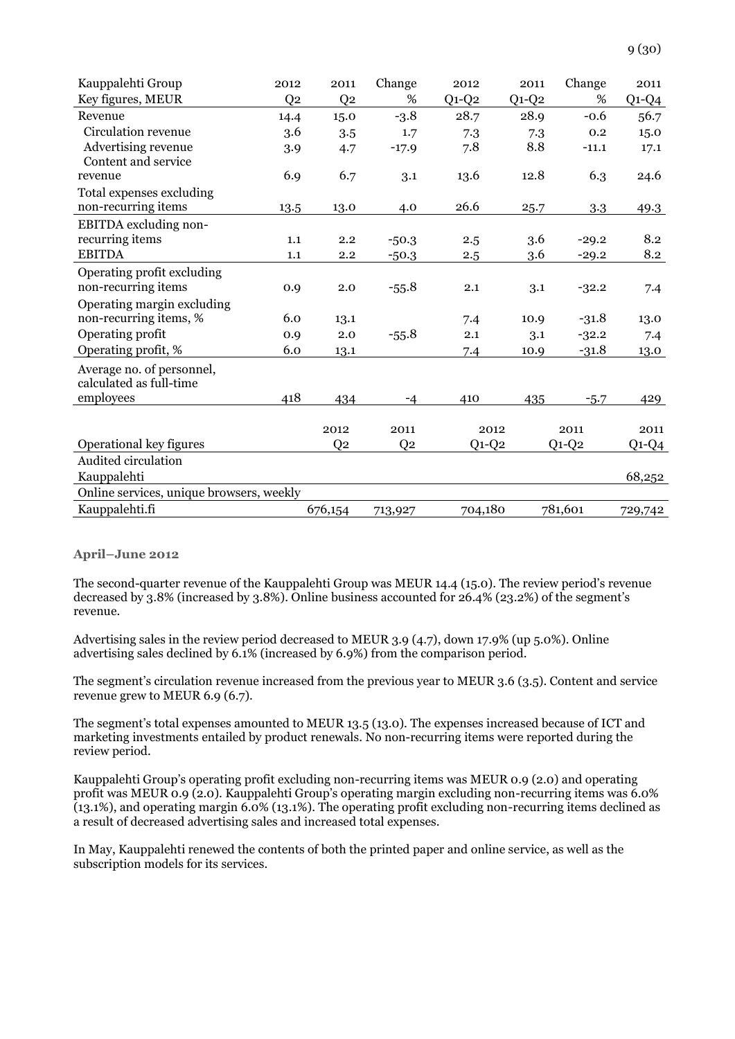| Kauppalehti Group Key figures, MEUR | 2012 Q2 | 2011 Q2 | Change % | 2012 Q1-Q2 | 2011 Q1-Q2 | Change % | 2011 Q1-Q4 |
|---|---|---|---|---|---|---|---|
| Revenue | 14.4 | 15.0 | -3.8 | 28.7 | 28.9 | -0.6 | 56.7 |
| Circulation revenue | 3.6 | 3.5 | 1.7 | 7.3 | 7.3 | 0.2 | 15.0 |
| Advertising revenue | 3.9 | 4.7 | -17.9 | 7.8 | 8.8 | -11.1 | 17.1 |
| Content and service revenue | 6.9 | 6.7 | 3.1 | 13.6 | 12.8 | 6.3 | 24.6 |
| Total expenses excluding non-recurring items | 13.5 | 13.0 | 4.0 | 26.6 | 25.7 | 3.3 | 49.3 |
| EBITDA excluding non-recurring items | 1.1 | 2.2 | -50.3 | 2.5 | 3.6 | -29.2 | 8.2 |
| EBITDA | 1.1 | 2.2 | -50.3 | 2.5 | 3.6 | -29.2 | 8.2 |
| Operating profit excluding non-recurring items | 0.9 | 2.0 | -55.8 | 2.1 | 3.1 | -32.2 | 7.4 |
| Operating margin excluding non-recurring items, % | 6.0 | 13.1 | | 7.4 | 10.9 | -31.8 | 13.0 |
| Operating profit | 0.9 | 2.0 | -55.8 | 2.1 | 3.1 | -32.2 | 7.4 |
| Operating profit, % | 6.0 | 13.1 | | 7.4 | 10.9 | -31.8 | 13.0 |
| Average no. of personnel, calculated as full-time employees | 418 | 434 | -4 | 410 | 435 | -5.7 | 429 |

| Operational key figures | 2012 Q2 | 2011 Q2 | 2012 Q1-Q2 | 2011 Q1-Q2 | 2011 Q1-Q4 |
|---|---|---|---|---|---|
| Audited circulation | | | | | |
| Kauppalehti | | | | | 68,252 |
| Online services, unique browsers, weekly | | | | | |
| Kauppalehti.fi | 676,154 | 713,927 | 704,180 | 781,601 | 729,742 |

**April–June 2012**

The second-quarter revenue of the Kauppalehti Group was MEUR 14.4 (15.0). The review period's revenue decreased by 3.8% (increased by 3.8%). Online business accounted for 26.4% (23.2%) of the segment's revenue.

Advertising sales in the review period decreased to MEUR 3.9 (4.7), down 17.9% (up 5.0%). Online advertising sales declined by 6.1% (increased by 6.9%) from the comparison period.

The segment's circulation revenue increased from the previous year to MEUR 3.6 (3.5). Content and service revenue grew to MEUR 6.9 (6.7).

The segment's total expenses amounted to MEUR 13.5 (13.0). The expenses increased because of ICT and marketing investments entailed by product renewals. No non-recurring items were reported during the review period.

Kauppalehti Group's operating profit excluding non-recurring items was MEUR 0.9 (2.0) and operating profit was MEUR 0.9 (2.0). Kauppalehti Group's operating margin excluding non-recurring items was 6.0% (13.1%), and operating margin 6.0% (13.1%). The operating profit excluding non-recurring items declined as a result of decreased advertising sales and increased total expenses.

In May, Kauppalehti renewed the contents of both the printed paper and online service, as well as the subscription models for its services.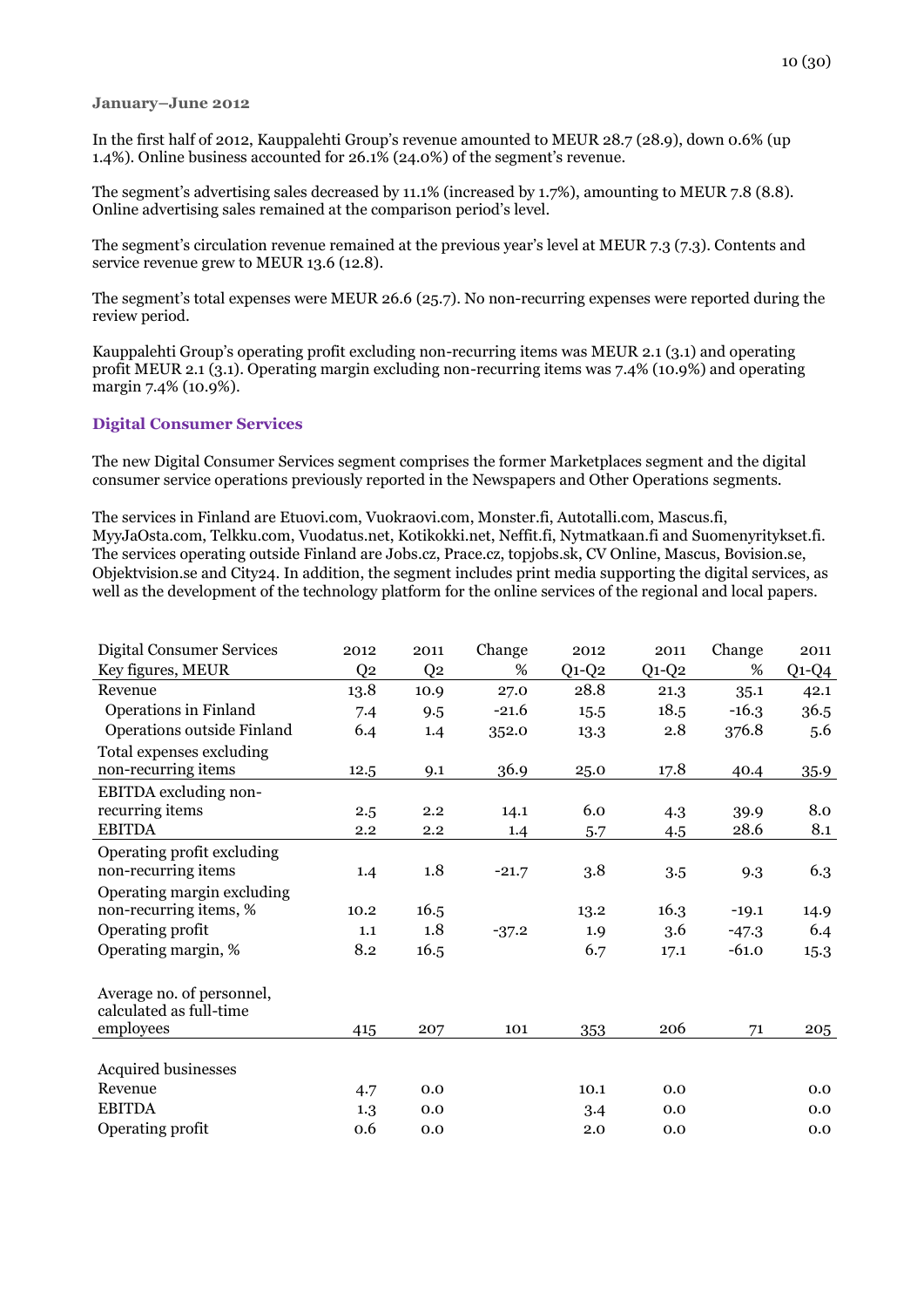**January–June 2012**

In the first half of 2012, Kauppalehti Group's revenue amounted to MEUR 28.7 (28.9), down 0.6% (up 1.4%). Online business accounted for 26.1% (24.0%) of the segment's revenue.

The segment's advertising sales decreased by 11.1% (increased by 1.7%), amounting to MEUR 7.8 (8.8). Online advertising sales remained at the comparison period's level.

The segment's circulation revenue remained at the previous year's level at MEUR 7.3 (7.3). Contents and service revenue grew to MEUR 13.6 (12.8).

The segment's total expenses were MEUR 26.6 (25.7). No non-recurring expenses were reported during the review period.

Kauppalehti Group's operating profit excluding non-recurring items was MEUR 2.1 (3.1) and operating profit MEUR 2.1 (3.1). Operating margin excluding non-recurring items was 7.4% (10.9%) and operating margin 7.4% (10.9%).

## Digital Consumer Services

The new Digital Consumer Services segment comprises the former Marketplaces segment and the digital consumer service operations previously reported in the Newspapers and Other Operations segments.

The services in Finland are Etuovi.com, Vuokraovi.com, Monster.fi, Autotalli.com, Mascus.fi, MyyJaOsta.com, Telkku.com, Vuodatus.net, Kotikokki.net, Neffit.fi, Nytmatkaan.fi and Suomenyritykset.fi. The services operating outside Finland are Jobs.cz, Prace.cz, topjobs.sk, CV Online, Mascus, Bovision.se, Objektvision.se and City24. In addition, the segment includes print media supporting the digital services, as well as the development of the technology platform for the online services of the regional and local papers.

| Digital Consumer Services Key figures, MEUR | 2012 Q2 | 2011 Q2 | Change % | 2012 Q1-Q2 | 2011 Q1-Q2 | Change % | 2011 Q1-Q4 |
|---|---|---|---|---|---|---|---|
| Revenue | 13.8 | 10.9 | 27.0 | 28.8 | 21.3 | 35.1 | 42.1 |
| Operations in Finland | 7.4 | 9.5 | -21.6 | 15.5 | 18.5 | -16.3 | 36.5 |
| Operations outside Finland | 6.4 | 1.4 | 352.0 | 13.3 | 2.8 | 376.8 | 5.6 |
| Total expenses excluding non-recurring items | 12.5 | 9.1 | 36.9 | 25.0 | 17.8 | 40.4 | 35.9 |
| EBITDA excluding non-recurring items | 2.5 | 2.2 | 14.1 | 6.0 | 4.3 | 39.9 | 8.0 |
| EBITDA | 2.2 | 2.2 | 1.4 | 5.7 | 4.5 | 28.6 | 8.1 |
| Operating profit excluding non-recurring items | 1.4 | 1.8 | -21.7 | 3.8 | 3.5 | 9.3 | 6.3 |
| Operating margin excluding non-recurring items, % | 10.2 | 16.5 | | 13.2 | 16.3 | -19.1 | 14.9 |
| Operating profit | 1.1 | 1.8 | -37.2 | 1.9 | 3.6 | -47.3 | 6.4 |
| Operating margin, % | 8.2 | 16.5 | | 6.7 | 17.1 | -61.0 | 15.3 |
| Average no. of personnel, calculated as full-time employees | 415 | 207 | 101 | 353 | 206 | 71 | 205 |
| Acquired businesses | | | | | | | |
| Revenue | 4.7 | 0.0 | | 10.1 | 0.0 | | 0.0 |
| EBITDA | 1.3 | 0.0 | | 3.4 | 0.0 | | 0.0 |
| Operating profit | 0.6 | 0.0 | | 2.0 | 0.0 | | 0.0 |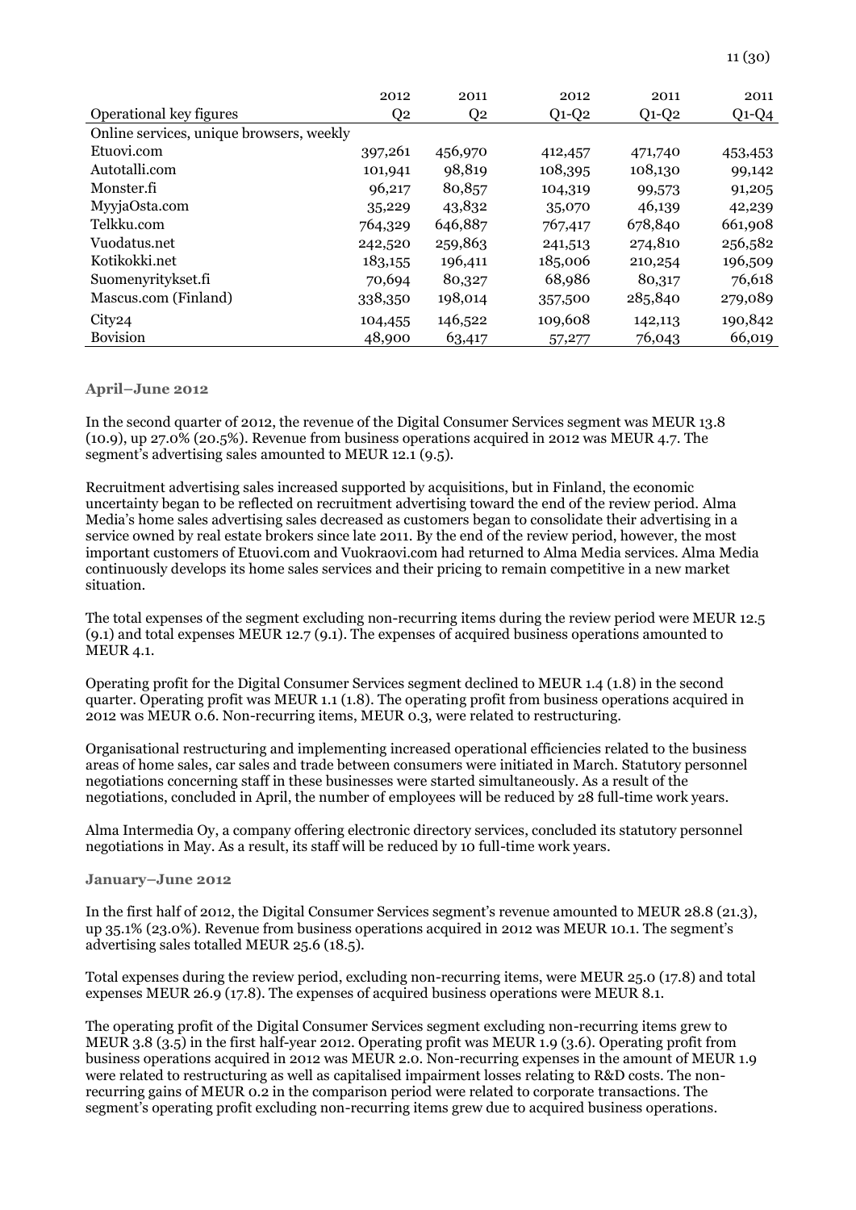| Operational key figures | 2012 Q2 | 2011 Q2 | 2012 Q1-Q2 | 2011 Q1-Q2 | 2011 Q1-Q4 |
|---|---|---|---|---|---|
| Online services, unique browsers, weekly | | | | | |
| Etuovi.com | 397,261 | 456,970 | 412,457 | 471,740 | 453,453 |
| Autotalli.com | 101,941 | 98,819 | 108,395 | 108,130 | 99,142 |
| Monster.fi | 96,217 | 80,857 | 104,319 | 99,573 | 91,205 |
| MyyjaOsta.com | 35,229 | 43,832 | 35,070 | 46,139 | 42,239 |
| Telkku.com | 764,329 | 646,887 | 767,417 | 678,840 | 661,908 |
| Vuodatus.net | 242,520 | 259,863 | 241,513 | 274,810 | 256,582 |
| Kotikokki.net | 183,155 | 196,411 | 185,006 | 210,254 | 196,509 |
| Suomenyritykset.fi | 70,694 | 80,327 | 68,986 | 80,317 | 76,618 |
| Mascus.com (Finland) | 338,350 | 198,014 | 357,500 | 285,840 | 279,089 |
| City24 | 104,455 | 146,522 | 109,608 | 142,113 | 190,842 |
| Bovision | 48,900 | 63,417 | 57,277 | 76,043 | 66,019 |

### April–June 2012

In the second quarter of 2012, the revenue of the Digital Consumer Services segment was MEUR 13.8 (10.9), up 27.0% (20.5%). Revenue from business operations acquired in 2012 was MEUR 4.7. The segment's advertising sales amounted to MEUR 12.1 (9.5).

Recruitment advertising sales increased supported by acquisitions, but in Finland, the economic uncertainty began to be reflected on recruitment advertising toward the end of the review period. Alma Media's home sales advertising sales decreased as customers began to consolidate their advertising in a service owned by real estate brokers since late 2011. By the end of the review period, however, the most important customers of Etuovi.com and Vuokraovi.com had returned to Alma Media services. Alma Media continuously develops its home sales services and their pricing to remain competitive in a new market situation.

The total expenses of the segment excluding non-recurring items during the review period were MEUR 12.5 (9.1) and total expenses MEUR 12.7 (9.1). The expenses of acquired business operations amounted to MEUR 4.1.

Operating profit for the Digital Consumer Services segment declined to MEUR 1.4 (1.8) in the second quarter. Operating profit was MEUR 1.1 (1.8). The operating profit from business operations acquired in 2012 was MEUR 0.6. Non-recurring items, MEUR 0.3, were related to restructuring.

Organisational restructuring and implementing increased operational efficiencies related to the business areas of home sales, car sales and trade between consumers were initiated in March. Statutory personnel negotiations concerning staff in these businesses were started simultaneously. As a result of the negotiations, concluded in April, the number of employees will be reduced by 28 full-time work years.

Alma Intermedia Oy, a company offering electronic directory services, concluded its statutory personnel negotiations in May. As a result, its staff will be reduced by 10 full-time work years.

### January–June 2012

In the first half of 2012, the Digital Consumer Services segment's revenue amounted to MEUR 28.8 (21.3), up 35.1% (23.0%). Revenue from business operations acquired in 2012 was MEUR 10.1. The segment's advertising sales totalled MEUR 25.6 (18.5).

Total expenses during the review period, excluding non-recurring items, were MEUR 25.0 (17.8) and total expenses MEUR 26.9 (17.8). The expenses of acquired business operations were MEUR 8.1.

The operating profit of the Digital Consumer Services segment excluding non-recurring items grew to MEUR 3.8 (3.5) in the first half-year 2012. Operating profit was MEUR 1.9 (3.6). Operating profit from business operations acquired in 2012 was MEUR 2.0. Non-recurring expenses in the amount of MEUR 1.9 were related to restructuring as well as capitalised impairment losses relating to R&D costs. The non-recurring gains of MEUR 0.2 in the comparison period were related to corporate transactions. The segment's operating profit excluding non-recurring items grew due to acquired business operations.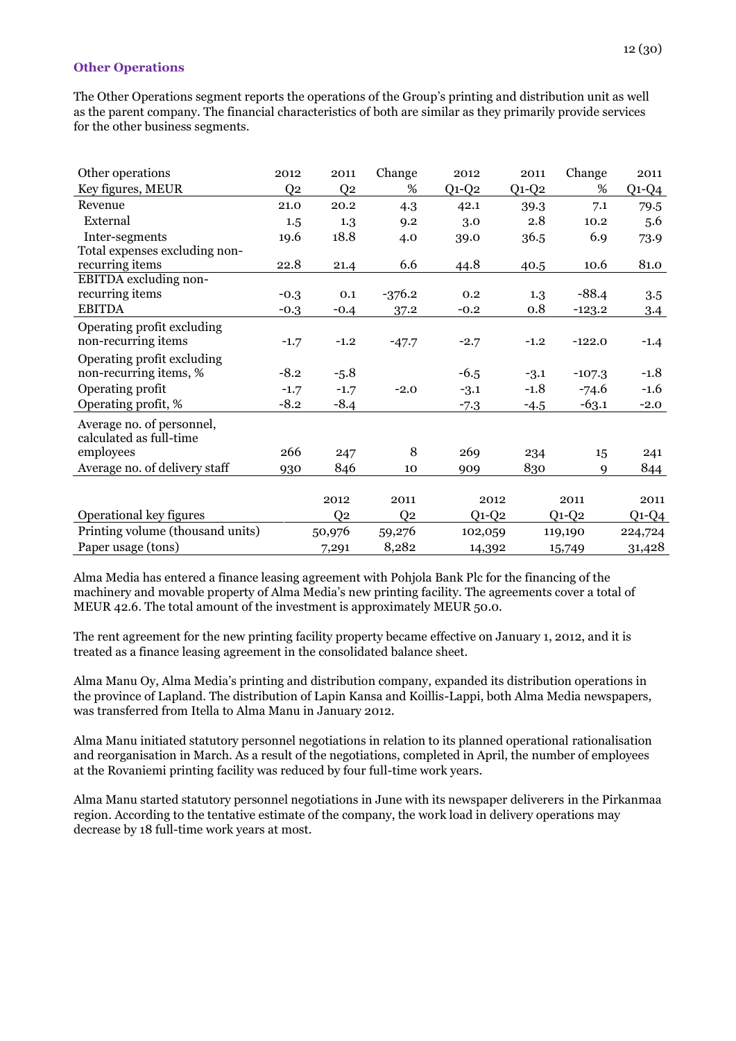### Other Operations

The Other Operations segment reports the operations of the Group's printing and distribution unit as well as the parent company. The financial characteristics of both are similar as they primarily provide services for the other business segments.

| Other operations<br>Key figures, MEUR | 2012<br>Q2 | 2011<br>Q2 | Change<br>% | 2012<br>Q1-Q2 | 2011<br>Q1-Q2 | Change<br>% | 2011<br>Q1-Q4 |
|---|---|---|---|---|---|---|---|
| Revenue | 21.0 | 20.2 | 4.3 | 42.1 | 39.3 | 7.1 | 79.5 |
| External | 1.5 | 1.3 | 9.2 | 3.0 | 2.8 | 10.2 | 5.6 |
| Inter-segments | 19.6 | 18.8 | 4.0 | 39.0 | 36.5 | 6.9 | 73.9 |
| Total expenses excluding non-recurring items | 22.8 | 21.4 | 6.6 | 44.8 | 40.5 | 10.6 | 81.0 |
| EBITDA excluding non-recurring items | -0.3 | 0.1 | -376.2 | 0.2 | 1.3 | -88.4 | 3.5 |
| EBITDA | -0.3 | -0.4 | 37.2 | -0.2 | 0.8 | -123.2 | 3.4 |
| Operating profit excluding non-recurring items | -1.7 | -1.2 | -47.7 | -2.7 | -1.2 | -122.0 | -1.4 |
| Operating profit excluding non-recurring items, % | -8.2 | -5.8 | | -6.5 | -3.1 | -107.3 | -1.8 |
| Operating profit | -1.7 | -1.7 | -2.0 | -3.1 | -1.8 | -74.6 | -1.6 |
| Operating profit, % | -8.2 | -8.4 | | -7.3 | -4.5 | -63.1 | -2.0 |
| Average no. of personnel, calculated as full-time employees | 266 | 247 | 8 | 269 | 234 | 15 | 241 |
| Average no. of delivery staff | 930 | 846 | 10 | 909 | 830 | 9 | 844 |

| Operational key figures | 2012<br>Q2 | 2011<br>Q2 | 2012<br>Q1-Q2 | 2011<br>Q1-Q2 | 2011<br>Q1-Q4 |
|---|---|---|---|---|---|
| Printing volume (thousand units) | 50,976 | 59,276 | 102,059 | 119,190 | 224,724 |
| Paper usage (tons) | 7,291 | 8,282 | 14,392 | 15,749 | 31,428 |

Alma Media has entered a finance leasing agreement with Pohjola Bank Plc for the financing of the machinery and movable property of Alma Media's new printing facility. The agreements cover a total of MEUR 42.6. The total amount of the investment is approximately MEUR 50.0.

The rent agreement for the new printing facility property became effective on January 1, 2012, and it is treated as a finance leasing agreement in the consolidated balance sheet.

Alma Manu Oy, Alma Media's printing and distribution company, expanded its distribution operations in the province of Lapland. The distribution of Lapin Kansa and Koillis-Lappi, both Alma Media newspapers, was transferred from Itella to Alma Manu in January 2012.

Alma Manu initiated statutory personnel negotiations in relation to its planned operational rationalisation and reorganisation in March. As a result of the negotiations, completed in April, the number of employees at the Rovaniemi printing facility was reduced by four full-time work years.

Alma Manu started statutory personnel negotiations in June with its newspaper deliverers in the Pirkanmaa region. According to the tentative estimate of the company, the work load in delivery operations may decrease by 18 full-time work years at most.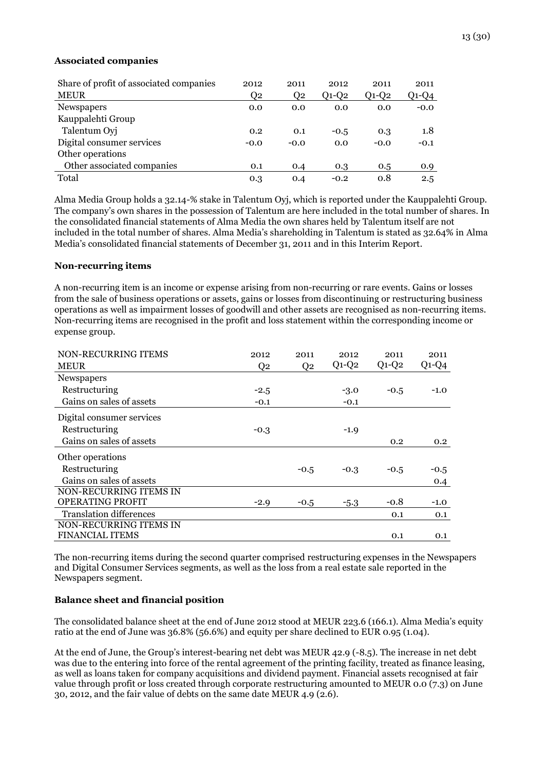**Associated companies**

| Share of profit of associated companies<br>MEUR | 2012<br>Q2 | 2011<br>Q2 | 2012<br>Q1-Q2 | 2011<br>Q1-Q2 | 2011<br>Q1-Q4 |
|---|---|---|---|---|---|
| Newspapers | 0.0 | 0.0 | 0.0 | 0.0 | -0.0 |
| Kauppalehti Group | | | | | |
| Talentum Oyj | 0.2 | 0.1 | -0.5 | 0.3 | 1.8 |
| Digital consumer services | -0.0 | -0.0 | 0.0 | -0.0 | -0.1 |
| Other operations | | | | | |
| Other associated companies | 0.1 | 0.4 | 0.3 | 0.5 | 0.9 |
| Total | 0.3 | 0.4 | -0.2 | 0.8 | 2.5 |

Alma Media Group holds a 32.14-% stake in Talentum Oyj, which is reported under the Kauppalehti Group. The company's own shares in the possession of Talentum are here included in the total number of shares. In the consolidated financial statements of Alma Media the own shares held by Talentum itself are not included in the total number of shares. Alma Media's shareholding in Talentum is stated as 32.64% in Alma Media's consolidated financial statements of December 31, 2011 and in this Interim Report.

**Non-recurring items**

A non-recurring item is an income or expense arising from non-recurring or rare events. Gains or losses from the sale of business operations or assets, gains or losses from discontinuing or restructuring business operations as well as impairment losses of goodwill and other assets are recognised as non-recurring items. Non-recurring items are recognised in the profit and loss statement within the corresponding income or expense group.

| NON-RECURRING ITEMS<br>MEUR | 2012<br>Q2 | 2011<br>Q2 | 2012<br>Q1-Q2 | 2011<br>Q1-Q2 | 2011<br>Q1-Q4 |
|---|---|---|---|---|---|
| Newspapers | | | | | |
| Restructuring | -2.5 | | -3.0 | -0.5 | -1.0 |
| Gains on sales of assets | -0.1 | | -0.1 | | |
| Digital consumer services | | | | | |
| Restructuring | -0.3 | | -1.9 | | |
| Gains on sales of assets | | | | 0.2 | 0.2 |
| Other operations | | | | | |
| Restructuring | | -0.5 | -0.3 | -0.5 | -0.5 |
| Gains on sales of assets | | | | | 0.4 |
| NON-RECURRING ITEMS IN OPERATING PROFIT | -2.9 | -0.5 | -5.3 | -0.8 | -1.0 |
| Translation differences | | | | 0.1 | 0.1 |
| NON-RECURRING ITEMS IN FINANCIAL ITEMS | | | | 0.1 | 0.1 |

The non-recurring items during the second quarter comprised restructuring expenses in the Newspapers and Digital Consumer Services segments, as well as the loss from a real estate sale reported in the Newspapers segment.

**Balance sheet and financial position**

The consolidated balance sheet at the end of June 2012 stood at MEUR 223.6 (166.1). Alma Media's equity ratio at the end of June was 36.8% (56.6%) and equity per share declined to EUR 0.95 (1.04).

At the end of June, the Group's interest-bearing net debt was MEUR 42.9 (-8.5). The increase in net debt was due to the entering into force of the rental agreement of the printing facility, treated as finance leasing, as well as loans taken for company acquisitions and dividend payment. Financial assets recognised at fair value through profit or loss created through corporate restructuring amounted to MEUR 0.0 (7.3) on June 30, 2012, and the fair value of debts on the same date MEUR 4.9 (2.6).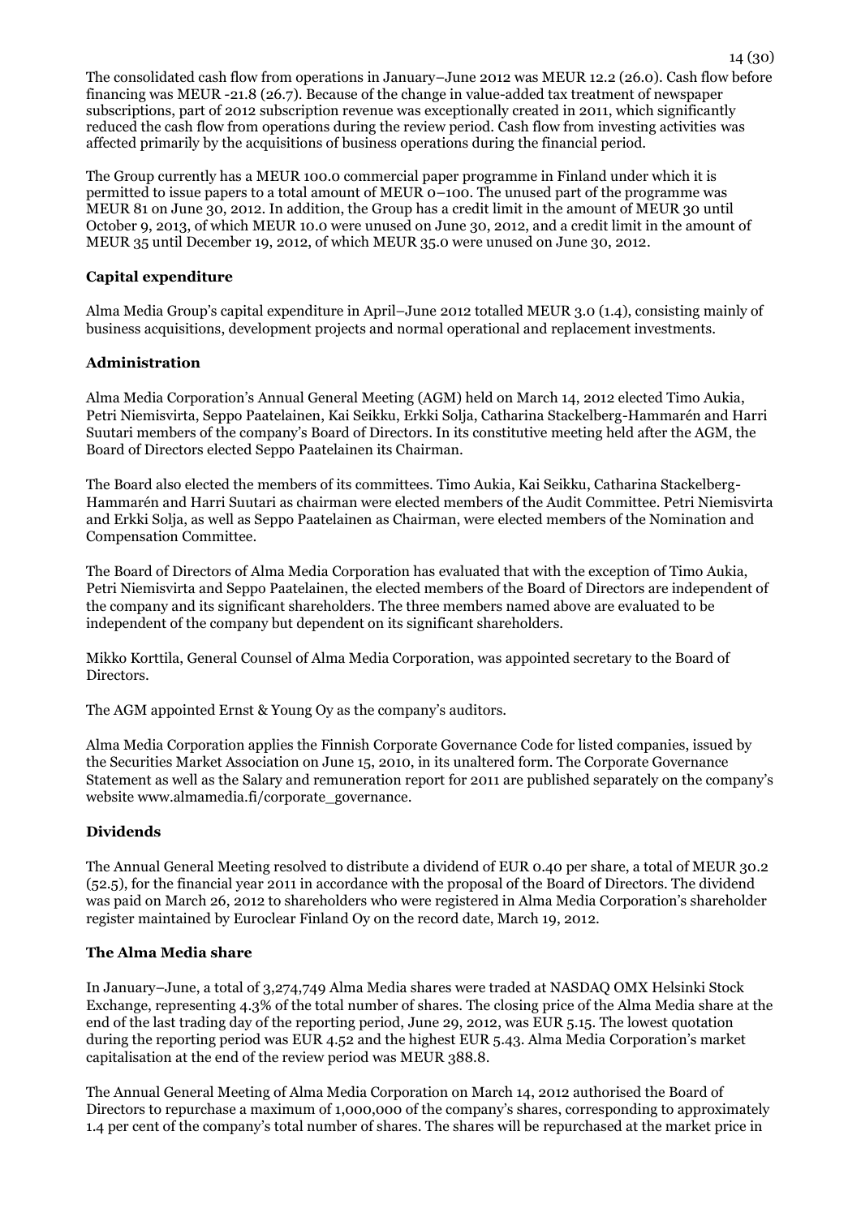The consolidated cash flow from operations in January–June 2012 was MEUR 12.2 (26.0). Cash flow before financing was MEUR -21.8 (26.7). Because of the change in value-added tax treatment of newspaper subscriptions, part of 2012 subscription revenue was exceptionally created in 2011, which significantly reduced the cash flow from operations during the review period. Cash flow from investing activities was affected primarily by the acquisitions of business operations during the financial period.

The Group currently has a MEUR 100.0 commercial paper programme in Finland under which it is permitted to issue papers to a total amount of MEUR 0–100. The unused part of the programme was MEUR 81 on June 30, 2012. In addition, the Group has a credit limit in the amount of MEUR 30 until October 9, 2013, of which MEUR 10.0 were unused on June 30, 2012, and a credit limit in the amount of MEUR 35 until December 19, 2012, of which MEUR 35.0 were unused on June 30, 2012.

**Capital expenditure**

Alma Media Group's capital expenditure in April–June 2012 totalled MEUR 3.0 (1.4), consisting mainly of business acquisitions, development projects and normal operational and replacement investments.

**Administration**

Alma Media Corporation's Annual General Meeting (AGM) held on March 14, 2012 elected Timo Aukia, Petri Niemisvirta, Seppo Paatelainen, Kai Seikku, Erkki Solja, Catharina Stackelberg-Hammarén and Harri Suutari members of the company's Board of Directors. In its constitutive meeting held after the AGM, the Board of Directors elected Seppo Paatelainen its Chairman.

The Board also elected the members of its committees. Timo Aukia, Kai Seikku, Catharina Stackelberg-Hammarén and Harri Suutari as chairman were elected members of the Audit Committee. Petri Niemisvirta and Erkki Solja, as well as Seppo Paatelainen as Chairman, were elected members of the Nomination and Compensation Committee.

The Board of Directors of Alma Media Corporation has evaluated that with the exception of Timo Aukia, Petri Niemisvirta and Seppo Paatelainen, the elected members of the Board of Directors are independent of the company and its significant shareholders. The three members named above are evaluated to be independent of the company but dependent on its significant shareholders.

Mikko Korttila, General Counsel of Alma Media Corporation, was appointed secretary to the Board of Directors.

The AGM appointed Ernst & Young Oy as the company's auditors.

Alma Media Corporation applies the Finnish Corporate Governance Code for listed companies, issued by the Securities Market Association on June 15, 2010, in its unaltered form. The Corporate Governance Statement as well as the Salary and remuneration report for 2011 are published separately on the company's website www.almamedia.fi/corporate_governance.

**Dividends**

The Annual General Meeting resolved to distribute a dividend of EUR 0.40 per share, a total of MEUR 30.2 (52.5), for the financial year 2011 in accordance with the proposal of the Board of Directors. The dividend was paid on March 26, 2012 to shareholders who were registered in Alma Media Corporation's shareholder register maintained by Euroclear Finland Oy on the record date, March 19, 2012.

**The Alma Media share**

In January–June, a total of 3,274,749 Alma Media shares were traded at NASDAQ OMX Helsinki Stock Exchange, representing 4.3% of the total number of shares. The closing price of the Alma Media share at the end of the last trading day of the reporting period, June 29, 2012, was EUR 5.15. The lowest quotation during the reporting period was EUR 4.52 and the highest EUR 5.43. Alma Media Corporation's market capitalisation at the end of the review period was MEUR 388.8.

The Annual General Meeting of Alma Media Corporation on March 14, 2012 authorised the Board of Directors to repurchase a maximum of 1,000,000 of the company's shares, corresponding to approximately 1.4 per cent of the company's total number of shares. The shares will be repurchased at the market price in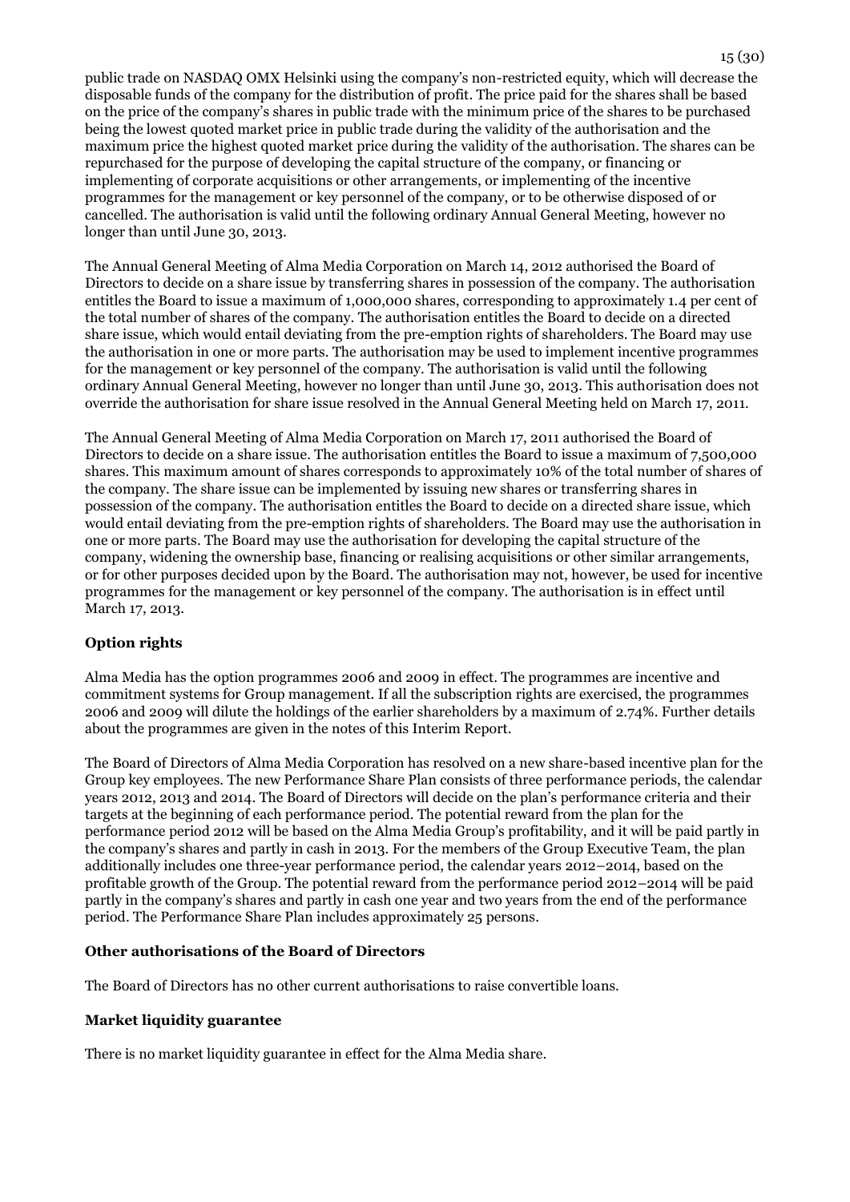public trade on NASDAQ OMX Helsinki using the company's non-restricted equity, which will decrease the disposable funds of the company for the distribution of profit. The price paid for the shares shall be based on the price of the company's shares in public trade with the minimum price of the shares to be purchased being the lowest quoted market price in public trade during the validity of the authorisation and the maximum price the highest quoted market price during the validity of the authorisation. The shares can be repurchased for the purpose of developing the capital structure of the company, or financing or implementing of corporate acquisitions or other arrangements, or implementing of the incentive programmes for the management or key personnel of the company, or to be otherwise disposed of or cancelled. The authorisation is valid until the following ordinary Annual General Meeting, however no longer than until June 30, 2013.

The Annual General Meeting of Alma Media Corporation on March 14, 2012 authorised the Board of Directors to decide on a share issue by transferring shares in possession of the company. The authorisation entitles the Board to issue a maximum of 1,000,000 shares, corresponding to approximately 1.4 per cent of the total number of shares of the company. The authorisation entitles the Board to decide on a directed share issue, which would entail deviating from the pre-emption rights of shareholders. The Board may use the authorisation in one or more parts. The authorisation may be used to implement incentive programmes for the management or key personnel of the company. The authorisation is valid until the following ordinary Annual General Meeting, however no longer than until June 30, 2013. This authorisation does not override the authorisation for share issue resolved in the Annual General Meeting held on March 17, 2011.

The Annual General Meeting of Alma Media Corporation on March 17, 2011 authorised the Board of Directors to decide on a share issue. The authorisation entitles the Board to issue a maximum of 7,500,000 shares. This maximum amount of shares corresponds to approximately 10% of the total number of shares of the company. The share issue can be implemented by issuing new shares or transferring shares in possession of the company. The authorisation entitles the Board to decide on a directed share issue, which would entail deviating from the pre-emption rights of shareholders. The Board may use the authorisation in one or more parts. The Board may use the authorisation for developing the capital structure of the company, widening the ownership base, financing or realising acquisitions or other similar arrangements, or for other purposes decided upon by the Board. The authorisation may not, however, be used for incentive programmes for the management or key personnel of the company. The authorisation is in effect until March 17, 2013.

**Option rights**

Alma Media has the option programmes 2006 and 2009 in effect. The programmes are incentive and commitment systems for Group management. If all the subscription rights are exercised, the programmes 2006 and 2009 will dilute the holdings of the earlier shareholders by a maximum of 2.74%. Further details about the programmes are given in the notes of this Interim Report.

The Board of Directors of Alma Media Corporation has resolved on a new share-based incentive plan for the Group key employees. The new Performance Share Plan consists of three performance periods, the calendar years 2012, 2013 and 2014. The Board of Directors will decide on the plan's performance criteria and their targets at the beginning of each performance period. The potential reward from the plan for the performance period 2012 will be based on the Alma Media Group's profitability, and it will be paid partly in the company's shares and partly in cash in 2013. For the members of the Group Executive Team, the plan additionally includes one three-year performance period, the calendar years 2012–2014, based on the profitable growth of the Group. The potential reward from the performance period 2012–2014 will be paid partly in the company's shares and partly in cash one year and two years from the end of the performance period. The Performance Share Plan includes approximately 25 persons.

**Other authorisations of the Board of Directors**

The Board of Directors has no other current authorisations to raise convertible loans.

**Market liquidity guarantee**

There is no market liquidity guarantee in effect for the Alma Media share.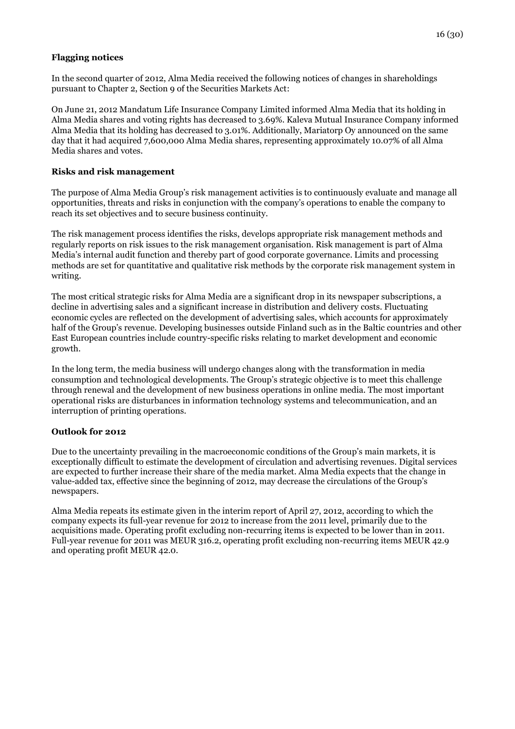**Flagging notices**

In the second quarter of 2012, Alma Media received the following notices of changes in shareholdings pursuant to Chapter 2, Section 9 of the Securities Markets Act:

On June 21, 2012 Mandatum Life Insurance Company Limited informed Alma Media that its holding in Alma Media shares and voting rights has decreased to 3.69%. Kaleva Mutual Insurance Company informed Alma Media that its holding has decreased to 3.01%. Additionally, Mariatorp Oy announced on the same day that it had acquired 7,600,000 Alma Media shares, representing approximately 10.07% of all Alma Media shares and votes.

**Risks and risk management**

The purpose of Alma Media Group's risk management activities is to continuously evaluate and manage all opportunities, threats and risks in conjunction with the company's operations to enable the company to reach its set objectives and to secure business continuity.

The risk management process identifies the risks, develops appropriate risk management methods and regularly reports on risk issues to the risk management organisation. Risk management is part of Alma Media's internal audit function and thereby part of good corporate governance. Limits and processing methods are set for quantitative and qualitative risk methods by the corporate risk management system in writing.

The most critical strategic risks for Alma Media are a significant drop in its newspaper subscriptions, a decline in advertising sales and a significant increase in distribution and delivery costs. Fluctuating economic cycles are reflected on the development of advertising sales, which accounts for approximately half of the Group's revenue. Developing businesses outside Finland such as in the Baltic countries and other East European countries include country-specific risks relating to market development and economic growth.

In the long term, the media business will undergo changes along with the transformation in media consumption and technological developments. The Group's strategic objective is to meet this challenge through renewal and the development of new business operations in online media. The most important operational risks are disturbances in information technology systems and telecommunication, and an interruption of printing operations.

**Outlook for 2012**

Due to the uncertainty prevailing in the macroeconomic conditions of the Group's main markets, it is exceptionally difficult to estimate the development of circulation and advertising revenues. Digital services are expected to further increase their share of the media market. Alma Media expects that the change in value-added tax, effective since the beginning of 2012, may decrease the circulations of the Group's newspapers.

Alma Media repeats its estimate given in the interim report of April 27, 2012, according to which the company expects its full-year revenue for 2012 to increase from the 2011 level, primarily due to the acquisitions made. Operating profit excluding non-recurring items is expected to be lower than in 2011. Full-year revenue for 2011 was MEUR 316.2, operating profit excluding non-recurring items MEUR 42.9 and operating profit MEUR 42.0.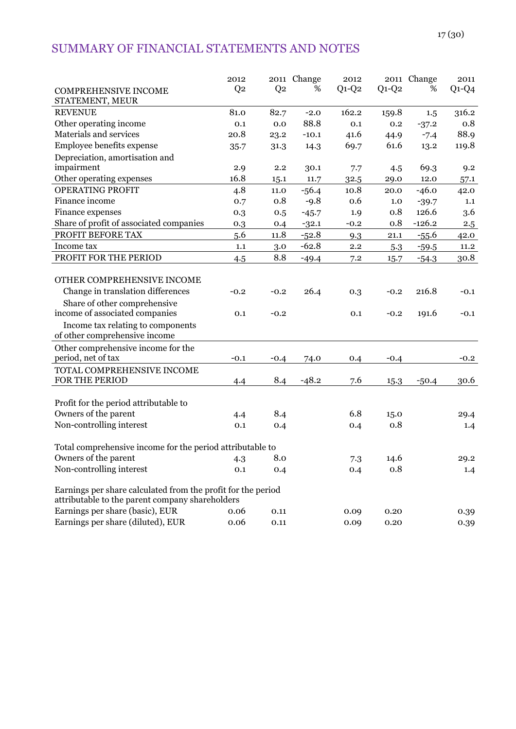# SUMMARY OF FINANCIAL STATEMENTS AND NOTES

| COMPREHENSIVE INCOME STATEMENT, MEUR | 2012 Q2 | 2011 Q2 | Change % | 2012 Q1-Q2 | 2011 Q1-Q2 | Change % | 2011 Q1-Q4 |
|---|---|---|---|---|---|---|---|
| REVENUE | 81.0 | 82.7 | -2.0 | 162.2 | 159.8 | 1.5 | 316.2 |
| Other operating income | 0.1 | 0.0 | 88.8 | 0.1 | 0.2 | -37.2 | 0.8 |
| Materials and services | 20.8 | 23.2 | -10.1 | 41.6 | 44.9 | -7.4 | 88.9 |
| Employee benefits expense | 35.7 | 31.3 | 14.3 | 69.7 | 61.6 | 13.2 | 119.8 |
| Depreciation, amortisation and impairment | 2.9 | 2.2 | 30.1 | 7.7 | 4.5 | 69.3 | 9.2 |
| Other operating expenses | 16.8 | 15.1 | 11.7 | 32.5 | 29.0 | 12.0 | 57.1 |
| OPERATING PROFIT | 4.8 | 11.0 | -56.4 | 10.8 | 20.0 | -46.0 | 42.0 |
| Finance income | 0.7 | 0.8 | -9.8 | 0.6 | 1.0 | -39.7 | 1.1 |
| Finance expenses | 0.3 | 0.5 | -45.7 | 1.9 | 0.8 | 126.6 | 3.6 |
| Share of profit of associated companies | 0.3 | 0.4 | -32.1 | -0.2 | 0.8 | -126.2 | 2.5 |
| PROFIT BEFORE TAX | 5.6 | 11.8 | -52.8 | 9.3 | 21.1 | -55.6 | 42.0 |
| Income tax | 1.1 | 3.0 | -62.8 | 2.2 | 5.3 | -59.5 | 11.2 |
| PROFIT FOR THE PERIOD | 4.5 | 8.8 | -49.4 | 7.2 | 15.7 | -54.3 | 30.8 |
| | | | | | | | |
| OTHER COMPREHENSIVE INCOME | | | | | | | |
| Change in translation differences | -0.2 | -0.2 | 26.4 | 0.3 | -0.2 | 216.8 | -0.1 |
| Share of other comprehensive income of associated companies | 0.1 | -0.2 | | 0.1 | -0.2 | 191.6 | -0.1 |
| Income tax relating to components of other comprehensive income | | | | | | | |
| Other comprehensive income for the period, net of tax | -0.1 | -0.4 | 74.0 | 0.4 | -0.4 | | -0.2 |
| TOTAL COMPREHENSIVE INCOME FOR THE PERIOD | 4.4 | 8.4 | -48.2 | 7.6 | 15.3 | -50.4 | 30.6 |
| | | | | | | | |
| Profit for the period attributable to | | | | | | | |
| Owners of the parent | 4.4 | 8.4 | | 6.8 | 15.0 | | 29.4 |
| Non-controlling interest | 0.1 | 0.4 | | 0.4 | 0.8 | | 1.4 |
| | | | | | | | |
| Total comprehensive income for the period attributable to | | | | | | | |
| Owners of the parent | 4.3 | 8.0 | | 7.3 | 14.6 | | 29.2 |
| Non-controlling interest | 0.1 | 0.4 | | 0.4 | 0.8 | | 1.4 |
| | | | | | | | |
| Earnings per share calculated from the profit for the period attributable to the parent company shareholders | | | | | | | |
| Earnings per share (basic), EUR | 0.06 | 0.11 | | 0.09 | 0.20 | | 0.39 |
| Earnings per share (diluted), EUR | 0.06 | 0.11 | | 0.09 | 0.20 | | 0.39 |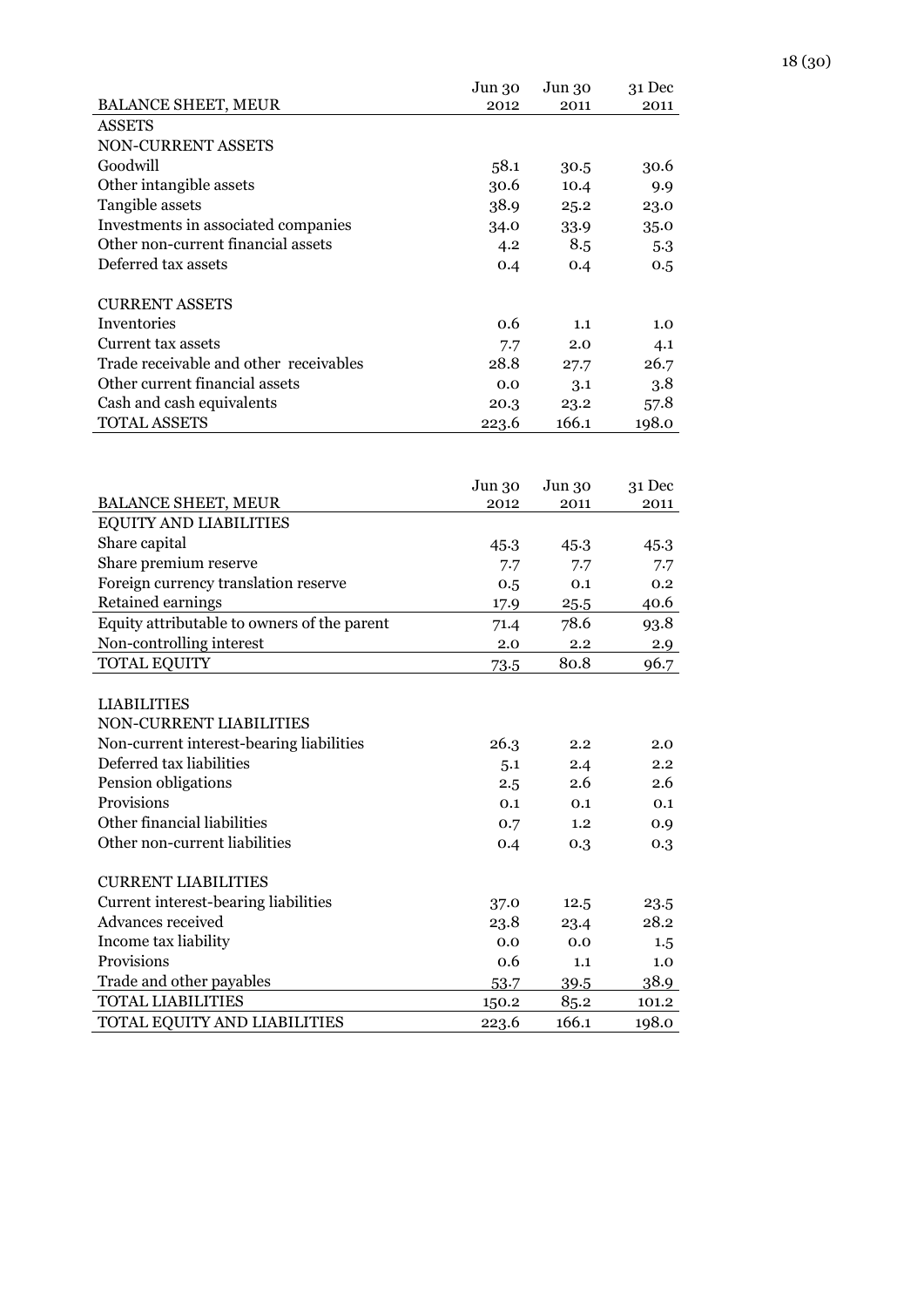| BALANCE SHEET, MEUR | Jun 30 2012 | Jun 30 2011 | 31 Dec 2011 |
|---|---|---|---|
| ASSETS | | | |
| NON-CURRENT ASSETS | | | |
| Goodwill | 58.1 | 30.5 | 30.6 |
| Other intangible assets | 30.6 | 10.4 | 9.9 |
| Tangible assets | 38.9 | 25.2 | 23.0 |
| Investments in associated companies | 34.0 | 33.9 | 35.0 |
| Other non-current financial assets | 4.2 | 8.5 | 5.3 |
| Deferred tax assets | 0.4 | 0.4 | 0.5 |
| | | | |
| CURRENT ASSETS | | | |
| Inventories | 0.6 | 1.1 | 1.0 |
| Current tax assets | 7.7 | 2.0 | 4.1 |
| Trade receivable and other receivables | 28.8 | 27.7 | 26.7 |
| Other current financial assets | 0.0 | 3.1 | 3.8 |
| Cash and cash equivalents | 20.3 | 23.2 | 57.8 |
| TOTAL ASSETS | 223.6 | 166.1 | 198.0 |

| BALANCE SHEET, MEUR | Jun 30 2012 | Jun 30 2011 | 31 Dec 2011 |
|---|---|---|---|
| EQUITY AND LIABILITIES | | | |
| Share capital | 45.3 | 45.3 | 45.3 |
| Share premium reserve | 7.7 | 7.7 | 7.7 |
| Foreign currency translation reserve | 0.5 | 0.1 | 0.2 |
| Retained earnings | 17.9 | 25.5 | 40.6 |
| Equity attributable to owners of the parent | 71.4 | 78.6 | 93.8 |
| Non-controlling interest | 2.0 | 2.2 | 2.9 |
| TOTAL EQUITY | 73.5 | 80.8 | 96.7 |
| | | | |
| LIABILITIES | | | |
| NON-CURRENT LIABILITIES | | | |
| Non-current interest-bearing liabilities | 26.3 | 2.2 | 2.0 |
| Deferred tax liabilities | 5.1 | 2.4 | 2.2 |
| Pension obligations | 2.5 | 2.6 | 2.6 |
| Provisions | 0.1 | 0.1 | 0.1 |
| Other financial liabilities | 0.7 | 1.2 | 0.9 |
| Other non-current liabilities | 0.4 | 0.3 | 0.3 |
| | | | |
| CURRENT LIABILITIES | | | |
| Current interest-bearing liabilities | 37.0 | 12.5 | 23.5 |
| Advances received | 23.8 | 23.4 | 28.2 |
| Income tax liability | 0.0 | 0.0 | 1.5 |
| Provisions | 0.6 | 1.1 | 1.0 |
| Trade and other payables | 53.7 | 39.5 | 38.9 |
| TOTAL LIABILITIES | 150.2 | 85.2 | 101.2 |
| TOTAL EQUITY AND LIABILITIES | 223.6 | 166.1 | 198.0 |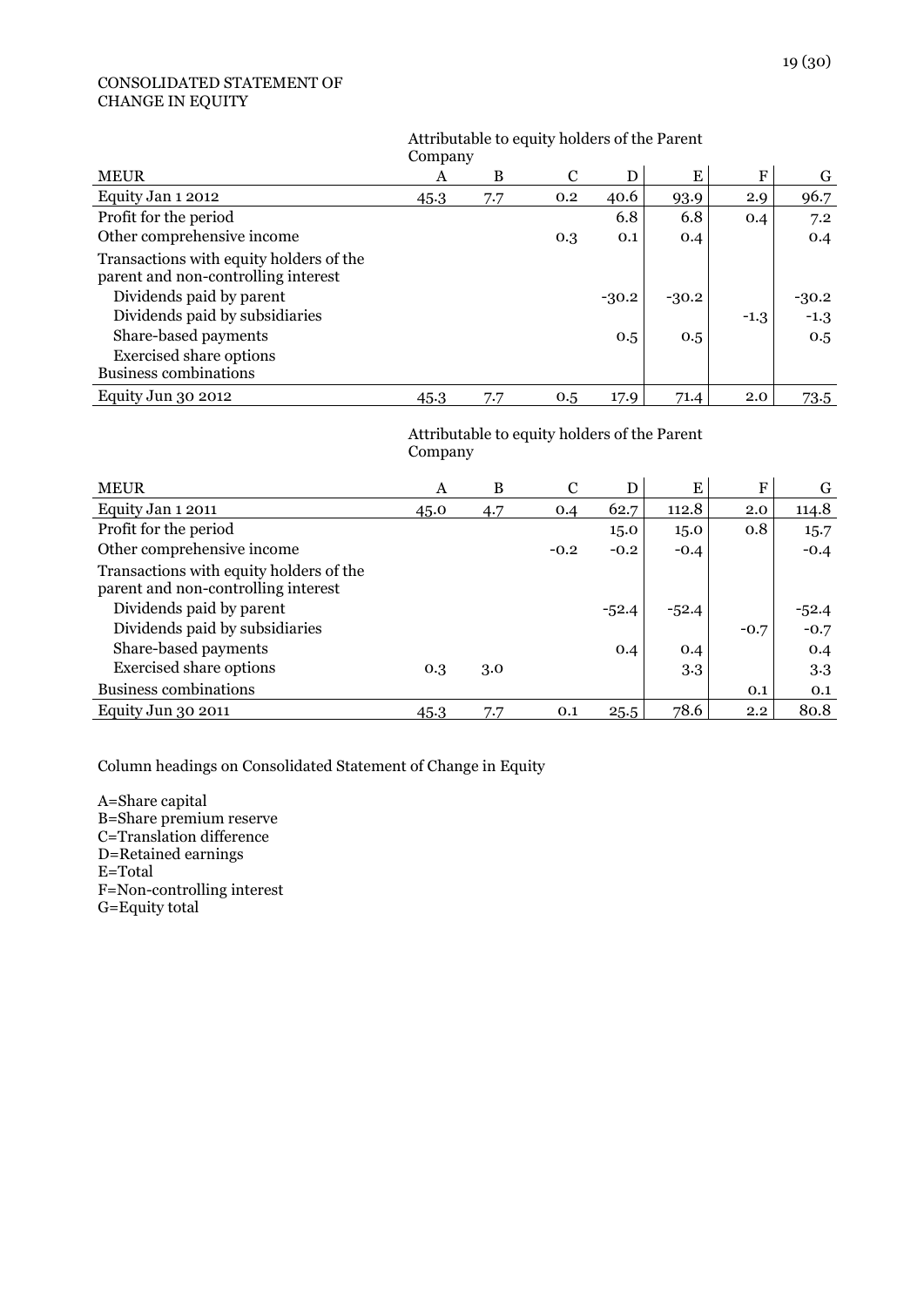CONSOLIDATED STATEMENT OF CHANGE IN EQUITY

| MEUR | Attributable to equity holders of the Parent Company | | | | | | |
|---|---|---|---|---|---|---|---|
| | A | B | C | D | E | F | G |
| Equity Jan 1 2012 | 45.3 | 7.7 | 0.2 | 40.6 | 93.9 | 2.9 | 96.7 |
| Profit for the period | | | | 6.8 | 6.8 | 0.4 | 7.2 |
| Other comprehensive income | | | 0.3 | 0.1 | 0.4 | | 0.4 |
| Transactions with equity holders of the parent and non-controlling interest | | | | | | | |
| Dividends paid by parent | | | | -30.2 | -30.2 | | -30.2 |
| Dividends paid by subsidiaries | | | | | | -1.3 | -1.3 |
| Share-based payments | | | | 0.5 | 0.5 | | 0.5 |
| Exercised share options | | | | | | | |
| Business combinations | | | | | | | |
| Equity Jun 30 2012 | 45.3 | 7.7 | 0.5 | 17.9 | 71.4 | 2.0 | 73.5 |

| MEUR | Attributable to equity holders of the Parent Company | | | | | | |
|---|---|---|---|---|---|---|---|
| | A | B | C | D | E | F | G |
| Equity Jan 1 2011 | 45.0 | 4.7 | 0.4 | 62.7 | 112.8 | 2.0 | 114.8 |
| Profit for the period | | | | 15.0 | 15.0 | 0.8 | 15.7 |
| Other comprehensive income | | | -0.2 | -0.2 | -0.4 | | -0.4 |
| Transactions with equity holders of the parent and non-controlling interest | | | | | | | |
| Dividends paid by parent | | | | -52.4 | -52.4 | | -52.4 |
| Dividends paid by subsidiaries | | | | | | -0.7 | -0.7 |
| Share-based payments | | | | 0.4 | 0.4 | | 0.4 |
| Exercised share options | 0.3 | 3.0 | | | 3.3 | | 3.3 |
| Business combinations | | | | | | 0.1 | 0.1 |
| Equity Jun 30 2011 | 45.3 | 7.7 | 0.1 | 25.5 | 78.6 | 2.2 | 80.8 |

Column headings on Consolidated Statement of Change in Equity

A=Share capital
B=Share premium reserve
C=Translation difference
D=Retained earnings
E=Total
F=Non-controlling interest
G=Equity total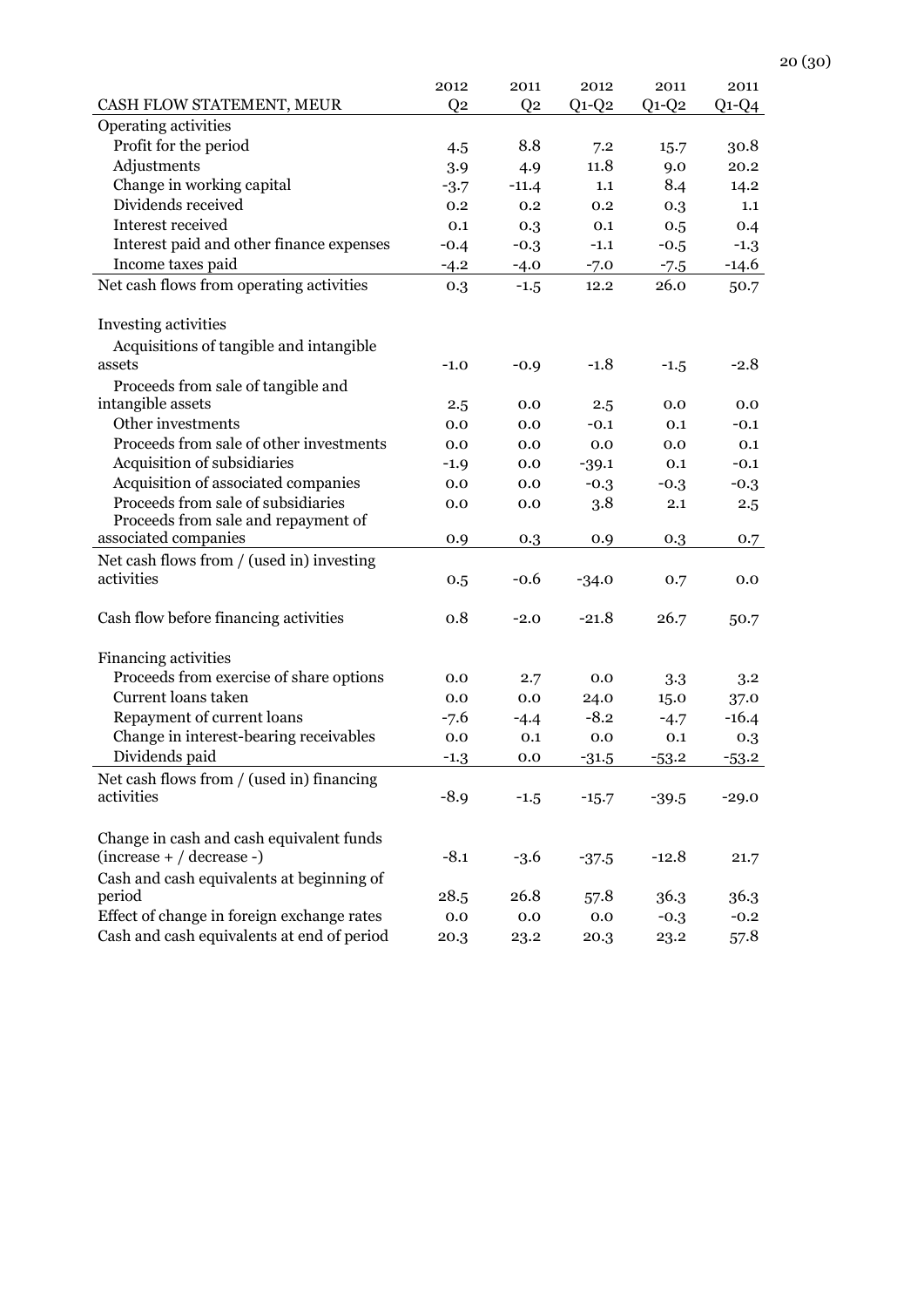| CASH FLOW STATEMENT, MEUR | 2012 Q2 | 2011 Q2 | 2012 Q1-Q2 | 2011 Q1-Q2 | 2011 Q1-Q4 |
|---|---|---|---|---|---|
| Operating activities | | | | | |
| Profit for the period | 4.5 | 8.8 | 7.2 | 15.7 | 30.8 |
| Adjustments | 3.9 | 4.9 | 11.8 | 9.0 | 20.2 |
| Change in working capital | -3.7 | -11.4 | 1.1 | 8.4 | 14.2 |
| Dividends received | 0.2 | 0.2 | 0.2 | 0.3 | 1.1 |
| Interest received | 0.1 | 0.3 | 0.1 | 0.5 | 0.4 |
| Interest paid and other finance expenses | -0.4 | -0.3 | -1.1 | -0.5 | -1.3 |
| Income taxes paid | -4.2 | -4.0 | -7.0 | -7.5 | -14.6 |
| Net cash flows from operating activities | 0.3 | -1.5 | 12.2 | 26.0 | 50.7 |
| | | | | | |
| Investing activities | | | | | |
| Acquisitions of tangible and intangible assets | -1.0 | -0.9 | -1.8 | -1.5 | -2.8 |
| Proceeds from sale of tangible and intangible assets | 2.5 | 0.0 | 2.5 | 0.0 | 0.0 |
| Other investments | 0.0 | 0.0 | -0.1 | 0.1 | -0.1 |
| Proceeds from sale of other investments | 0.0 | 0.0 | 0.0 | 0.0 | 0.1 |
| Acquisition of subsidiaries | -1.9 | 0.0 | -39.1 | 0.1 | -0.1 |
| Acquisition of associated companies | 0.0 | 0.0 | -0.3 | -0.3 | -0.3 |
| Proceeds from sale of subsidiaries | 0.0 | 0.0 | 3.8 | 2.1 | 2.5 |
| Proceeds from sale and repayment of associated companies | 0.9 | 0.3 | 0.9 | 0.3 | 0.7 |
| Net cash flows from / (used in) investing activities | 0.5 | -0.6 | -34.0 | 0.7 | 0.0 |
| | | | | | |
| Cash flow before financing activities | 0.8 | -2.0 | -21.8 | 26.7 | 50.7 |
| | | | | | |
| Financing activities | | | | | |
| Proceeds from exercise of share options | 0.0 | 2.7 | 0.0 | 3.3 | 3.2 |
| Current loans taken | 0.0 | 0.0 | 24.0 | 15.0 | 37.0 |
| Repayment of current loans | -7.6 | -4.4 | -8.2 | -4.7 | -16.4 |
| Change in interest-bearing receivables | 0.0 | 0.1 | 0.0 | 0.1 | 0.3 |
| Dividends paid | -1.3 | 0.0 | -31.5 | -53.2 | -53.2 |
| Net cash flows from / (used in) financing activities | -8.9 | -1.5 | -15.7 | -39.5 | -29.0 |
| | | | | | |
| Change in cash and cash equivalent funds (increase + / decrease -) | -8.1 | -3.6 | -37.5 | -12.8 | 21.7 |
| Cash and cash equivalents at beginning of period | 28.5 | 26.8 | 57.8 | 36.3 | 36.3 |
| Effect of change in foreign exchange rates | 0.0 | 0.0 | 0.0 | -0.3 | -0.2 |
| Cash and cash equivalents at end of period | 20.3 | 23.2 | 20.3 | 23.2 | 57.8 |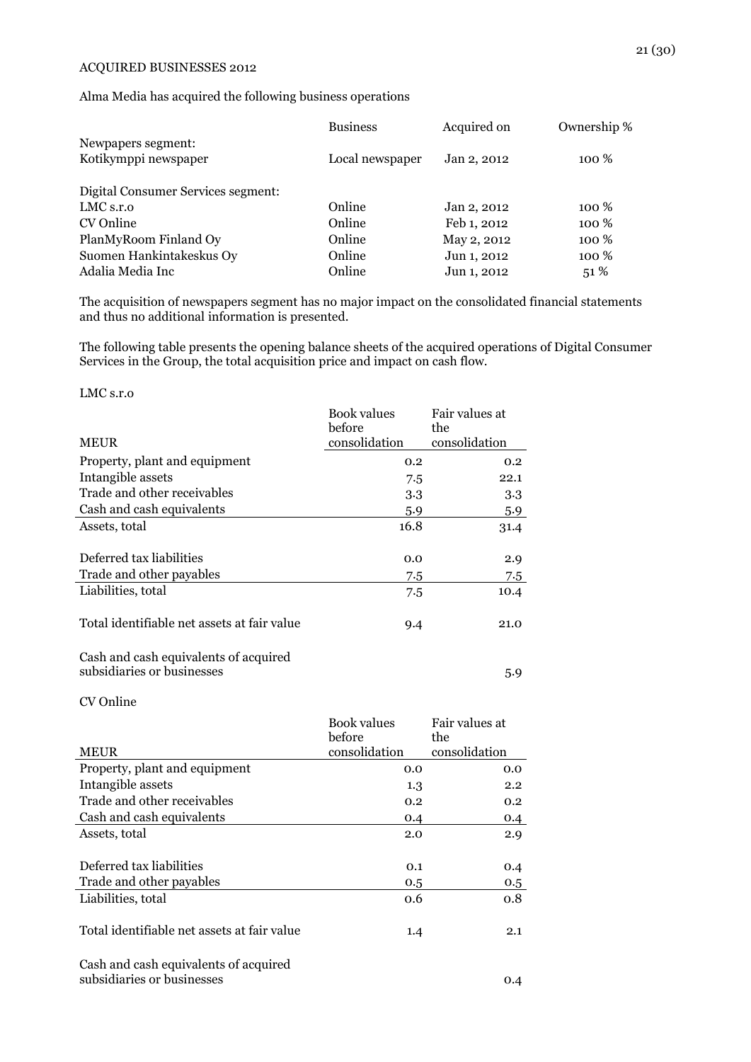## ACQUIRED BUSINESSES 2012

Alma Media has acquired the following business operations

| | Business | Acquired on | Ownership % |
|---|---|---|---|
| Newpapers segment: | | | |
| Kotikymppi newspaper | Local newspaper | Jan 2, 2012 | 100 % |
| | | | |
| Digital Consumer Services segment: | | | |
| LMC s.r.o | Online | Jan 2, 2012 | 100 % |
| CV Online | Online | Feb 1, 2012 | 100 % |
| PlanMyRoom Finland Oy | Online | May 2, 2012 | 100 % |
| Suomen Hankintakeskus Oy | Online | Jun 1, 2012 | 100 % |
| Adalia Media Inc | Online | Jun 1, 2012 | 51 % |

The acquisition of newspapers segment has no major impact on the consolidated financial statements and thus no additional information is presented.

The following table presents the opening balance sheets of the acquired operations of Digital Consumer Services in the Group, the total acquisition price and impact on cash flow.

LMC s.r.o

| MEUR | Book values before consolidation | Fair values at the consolidation |
|---|---|---|
| Property, plant and equipment | 0.2 | 0.2 |
| Intangible assets | 7.5 | 22.1 |
| Trade and other receivables | 3.3 | 3.3 |
| Cash and cash equivalents | 5.9 | 5.9 |
| Assets, total | 16.8 | 31.4 |
| | | |
| Deferred tax liabilities | 0.0 | 2.9 |
| Trade and other payables | 7.5 | 7.5 |
| Liabilities, total | 7.5 | 10.4 |
| | | |
| Total identifiable net assets at fair value | 9.4 | 21.0 |
| | | |
| Cash and cash equivalents of acquired subsidiaries or businesses | | 5.9 |

CV Online

| MEUR | Book values before consolidation | Fair values at the consolidation |
|---|---|---|
| Property, plant and equipment | 0.0 | 0.0 |
| Intangible assets | 1.3 | 2.2 |
| Trade and other receivables | 0.2 | 0.2 |
| Cash and cash equivalents | 0.4 | 0.4 |
| Assets, total | 2.0 | 2.9 |
| | | |
| Deferred tax liabilities | 0.1 | 0.4 |
| Trade and other payables | 0.5 | 0.5 |
| Liabilities, total | 0.6 | 0.8 |
| | | |
| Total identifiable net assets at fair value | 1.4 | 2.1 |
| | | |
| Cash and cash equivalents of acquired subsidiaries or businesses | | 0.4 |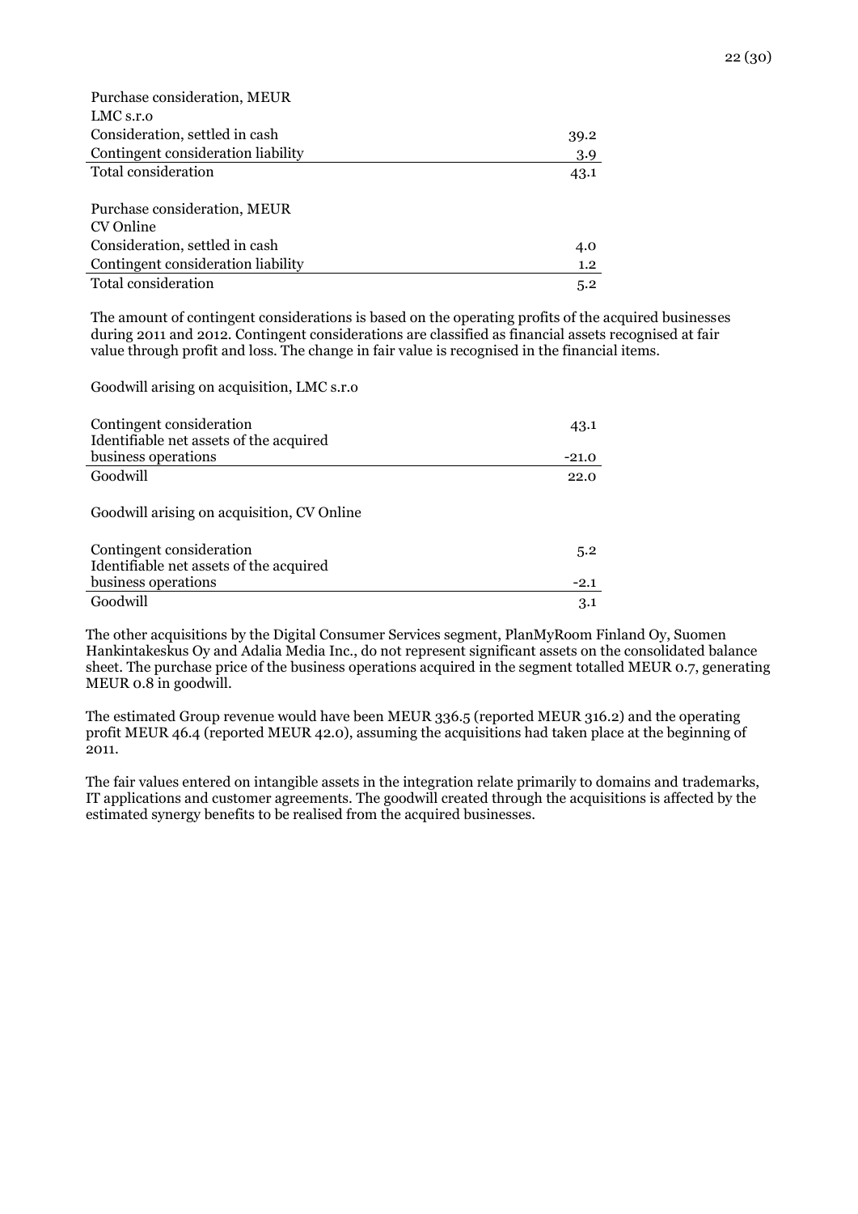| Purchase consideration, MEUR | |
|---|---|
| LMC s.r.o | |
| Consideration, settled in cash | 39.2 |
| Contingent consideration liability | 3.9 |
| Total consideration | 43.1 |

| Purchase consideration, MEUR | |
|---|---|
| CV Online | |
| Consideration, settled in cash | 4.0 |
| Contingent consideration liability | 1.2 |
| Total consideration | 5.2 |

The amount of contingent considerations is based on the operating profits of the acquired businesses during 2011 and 2012. Contingent considerations are classified as financial assets recognised at fair value through profit and loss. The change in fair value is recognised in the financial items.

Goodwill arising on acquisition, LMC s.r.o

| | |
|---|---|
| Contingent consideration | 43.1 |
| Identifiable net assets of the acquired business operations | -21.0 |
| Goodwill | 22.0 |

Goodwill arising on acquisition, CV Online

| | |
|---|---|
| Contingent consideration | 5.2 |
| Identifiable net assets of the acquired business operations | -2.1 |
| Goodwill | 3.1 |

The other acquisitions by the Digital Consumer Services segment, PlanMyRoom Finland Oy, Suomen Hankintakeskus Oy and Adalia Media Inc., do not represent significant assets on the consolidated balance sheet. The purchase price of the business operations acquired in the segment totalled MEUR 0.7, generating MEUR 0.8 in goodwill.

The estimated Group revenue would have been MEUR 336.5 (reported MEUR 316.2) and the operating profit MEUR 46.4 (reported MEUR 42.0), assuming the acquisitions had taken place at the beginning of 2011.

The fair values entered on intangible assets in the integration relate primarily to domains and trademarks, IT applications and customer agreements. The goodwill created through the acquisitions is affected by the estimated synergy benefits to be realised from the acquired businesses.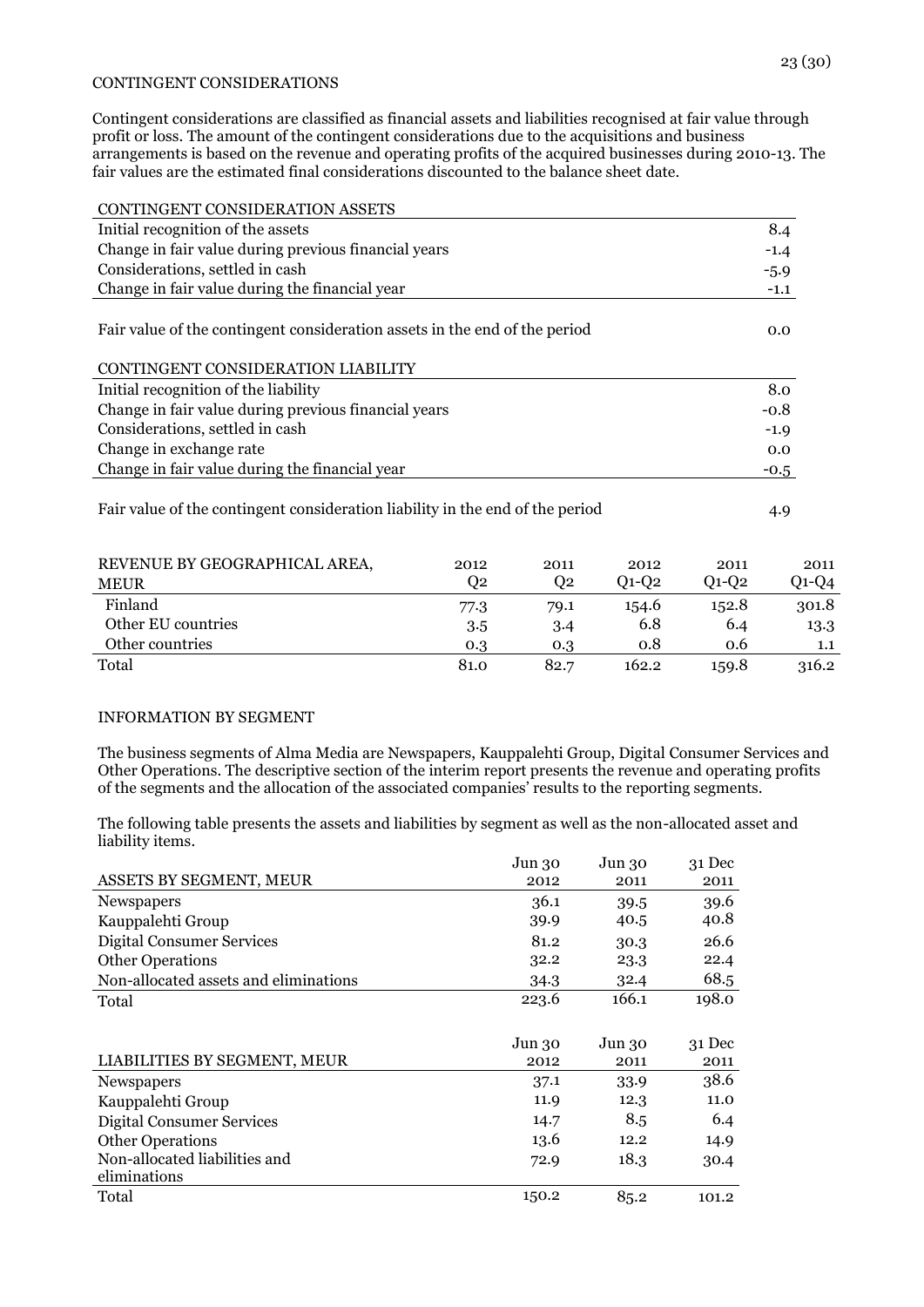CONTINGENT CONSIDERATIONS

Contingent considerations are classified as financial assets and liabilities recognised at fair value through profit or loss. The amount of the contingent considerations due to the acquisitions and business arrangements is based on the revenue and operating profits of the acquired businesses during 2010-13. The fair values are the estimated final considerations discounted to the balance sheet date.

| CONTINGENT CONSIDERATION ASSETS | |
|---|---|
| Initial recognition of the assets | 8.4 |
| Change in fair value during previous financial years | -1.4 |
| Considerations, settled in cash | -5.9 |
| Change in fair value during the financial year | -1.1 |
| Fair value of the contingent consideration assets in the end of the period | 0.0 |

| CONTINGENT CONSIDERATION LIABILITY | |
|---|---|
| Initial recognition of the liability | 8.0 |
| Change in fair value during previous financial years | -0.8 |
| Considerations, settled in cash | -1.9 |
| Change in exchange rate | 0.0 |
| Change in fair value during the financial year | -0.5 |
| Fair value of the contingent consideration liability in the end of the period | 4.9 |

| REVENUE BY GEOGRAPHICAL AREA, MEUR | 2012 Q2 | 2011 Q2 | 2012 Q1-Q2 | 2011 Q1-Q2 | 2011 Q1-Q4 |
|---|---|---|---|---|---|
| Finland | 77.3 | 79.1 | 154.6 | 152.8 | 301.8 |
| Other EU countries | 3.5 | 3.4 | 6.8 | 6.4 | 13.3 |
| Other countries | 0.3 | 0.3 | 0.8 | 0.6 | 1.1 |
| Total | 81.0 | 82.7 | 162.2 | 159.8 | 316.2 |

INFORMATION BY SEGMENT

The business segments of Alma Media are Newspapers, Kauppalehti Group, Digital Consumer Services and Other Operations. The descriptive section of the interim report presents the revenue and operating profits of the segments and the allocation of the associated companies' results to the reporting segments.

The following table presents the assets and liabilities by segment as well as the non-allocated asset and liability items.

| ASSETS BY SEGMENT, MEUR | Jun 30 2012 | Jun 30 2011 | 31 Dec 2011 |
|---|---|---|---|
| Newspapers | 36.1 | 39.5 | 39.6 |
| Kauppalehti Group | 39.9 | 40.5 | 40.8 |
| Digital Consumer Services | 81.2 | 30.3 | 26.6 |
| Other Operations | 32.2 | 23.3 | 22.4 |
| Non-allocated assets and eliminations | 34.3 | 32.4 | 68.5 |
| Total | 223.6 | 166.1 | 198.0 |

| LIABILITIES BY SEGMENT, MEUR | Jun 30 2012 | Jun 30 2011 | 31 Dec 2011 |
|---|---|---|---|
| Newspapers | 37.1 | 33.9 | 38.6 |
| Kauppalehti Group | 11.9 | 12.3 | 11.0 |
| Digital Consumer Services | 14.7 | 8.5 | 6.4 |
| Other Operations | 13.6 | 12.2 | 14.9 |
| Non-allocated liabilities and eliminations | 72.9 | 18.3 | 30.4 |
| Total | 150.2 | 85.2 | 101.2 |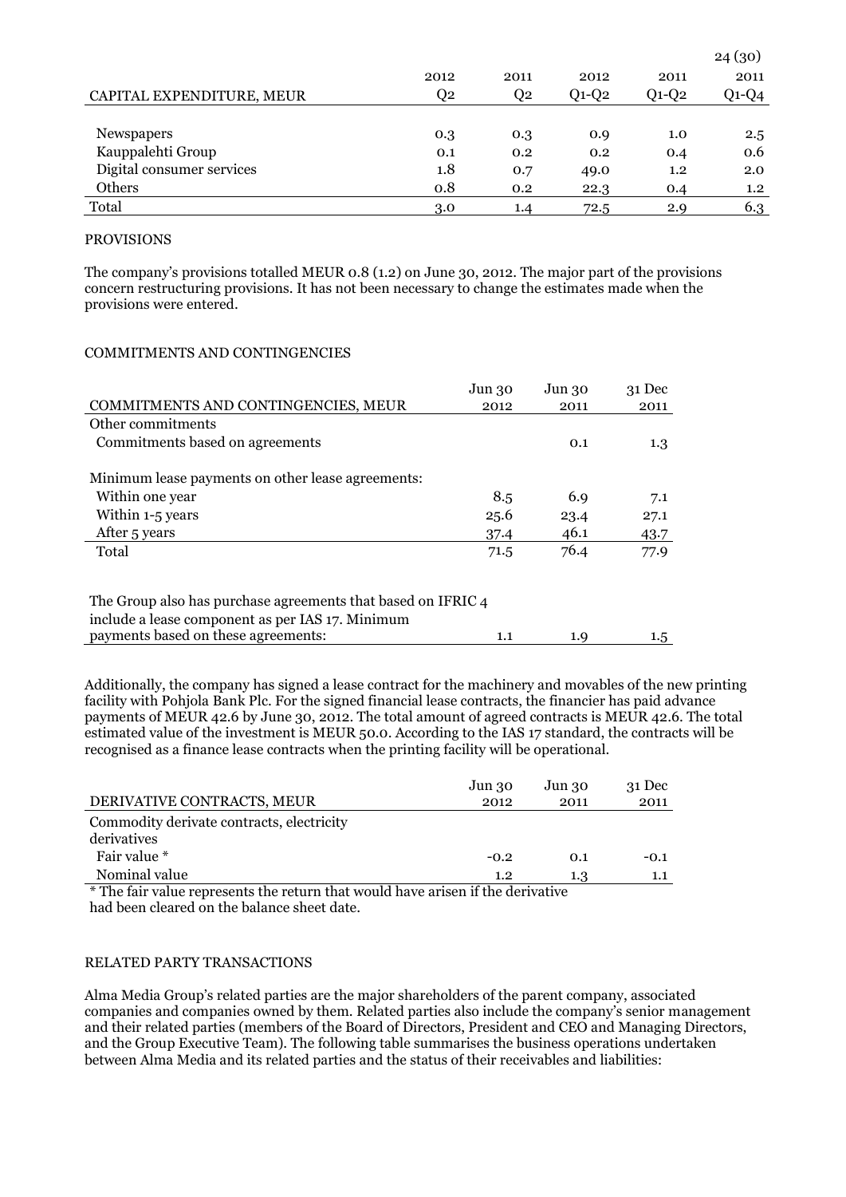| CAPITAL EXPENDITURE, MEUR | 2012 Q2 | 2011 Q2 | 2012 Q1-Q2 | 2011 Q1-Q2 | 2011 Q1-Q4 |
|---|---|---|---|---|---|
| Newspapers | 0.3 | 0.3 | 0.9 | 1.0 | 2.5 |
| Kauppalehti Group | 0.1 | 0.2 | 0.2 | 0.4 | 0.6 |
| Digital consumer services | 1.8 | 0.7 | 49.0 | 1.2 | 2.0 |
| Others | 0.8 | 0.2 | 22.3 | 0.4 | 1.2 |
| Total | 3.0 | 1.4 | 72.5 | 2.9 | 6.3 |

PROVISIONS

The company's provisions totalled MEUR 0.8 (1.2) on June 30, 2012. The major part of the provisions concern restructuring provisions. It has not been necessary to change the estimates made when the provisions were entered.

COMMITMENTS AND CONTINGENCIES

| COMMITMENTS AND CONTINGENCIES, MEUR | Jun 30 2012 | Jun 30 2011 | 31 Dec 2011 |
|---|---|---|---|
| Other commitments | | | |
| Commitments based on agreements | | 0.1 | 1.3 |
| | | | |
| Minimum lease payments on other lease agreements: | | | |
| Within one year | 8.5 | 6.9 | 7.1 |
| Within 1-5 years | 25.6 | 23.4 | 27.1 |
| After 5 years | 37.4 | 46.1 | 43.7 |
| Total | 71.5 | 76.4 | 77.9 |
| | | | |
| The Group also has purchase agreements that based on IFRIC 4 include a lease component as per IAS 17. Minimum payments based on these agreements: | 1.1 | 1.9 | 1.5 |

Additionally, the company has signed a lease contract for the machinery and movables of the new printing facility with Pohjola Bank Plc. For the signed financial lease contracts, the financier has paid advance payments of MEUR 42.6 by June 30, 2012. The total amount of agreed contracts is MEUR 42.6. The total estimated value of the investment is MEUR 50.0. According to the IAS 17 standard, the contracts will be recognised as a finance lease contracts when the printing facility will be operational.

| DERIVATIVE CONTRACTS, MEUR | Jun 30 2012 | Jun 30 2011 | 31 Dec 2011 |
|---|---|---|---|
| Commodity derivate contracts, electricity derivatives | | | |
| Fair value * | -0.2 | 0.1 | -0.1 |
| Nominal value | 1.2 | 1.3 | 1.1 |

* The fair value represents the return that would have arisen if the derivative had been cleared on the balance sheet date.

RELATED PARTY TRANSACTIONS

Alma Media Group's related parties are the major shareholders of the parent company, associated companies and companies owned by them. Related parties also include the company's senior management and their related parties (members of the Board of Directors, President and CEO and Managing Directors, and the Group Executive Team). The following table summarises the business operations undertaken between Alma Media and its related parties and the status of their receivables and liabilities: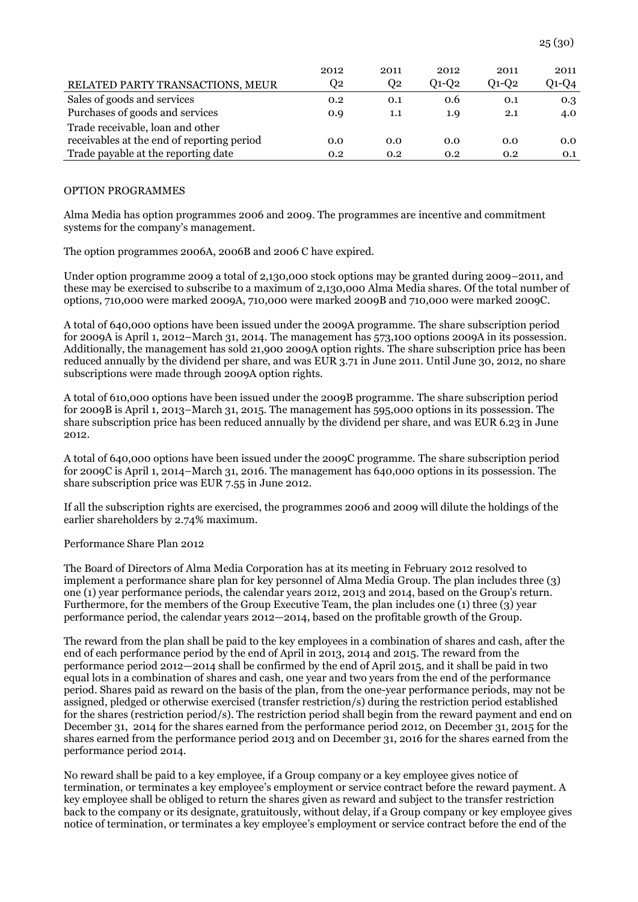| RELATED PARTY TRANSACTIONS, MEUR | 2012 Q2 | 2011 Q2 | 2012 Q1-Q2 | 2011 Q1-Q2 | 2011 Q1-Q4 |
|---|---|---|---|---|---|
| Sales of goods and services | 0.2 | 0.1 | 0.6 | 0.1 | 0.3 |
| Purchases of goods and services | 0.9 | 1.1 | 1.9 | 2.1 | 4.0 |
| Trade receivable, loan and other receivables at the end of reporting period | 0.0 | 0.0 | 0.0 | 0.0 | 0.0 |
| Trade payable at the reporting date | 0.2 | 0.2 | 0.2 | 0.2 | 0.1 |

OPTION PROGRAMMES

Alma Media has option programmes 2006 and 2009. The programmes are incentive and commitment systems for the company's management.

The option programmes 2006A, 2006B and 2006 C have expired.

Under option programme 2009 a total of 2,130,000 stock options may be granted during 2009–2011, and these may be exercised to subscribe to a maximum of 2,130,000 Alma Media shares. Of the total number of options, 710,000 were marked 2009A, 710,000 were marked 2009B and 710,000 were marked 2009C.

A total of 640,000 options have been issued under the 2009A programme. The share subscription period for 2009A is April 1, 2012–March 31, 2014. The management has 573,100 options 2009A in its possession. Additionally, the management has sold 21,900 2009A option rights. The share subscription price has been reduced annually by the dividend per share, and was EUR 3.71 in June 2011. Until June 30, 2012, no share subscriptions were made through 2009A option rights.

A total of 610,000 options have been issued under the 2009B programme. The share subscription period for 2009B is April 1, 2013–March 31, 2015. The management has 595,000 options in its possession. The share subscription price has been reduced annually by the dividend per share, and was EUR 6.23 in June 2012.

A total of 640,000 options have been issued under the 2009C programme. The share subscription period for 2009C is April 1, 2014–March 31, 2016. The management has 640,000 options in its possession. The share subscription price was EUR 7.55 in June 2012.

If all the subscription rights are exercised, the programmes 2006 and 2009 will dilute the holdings of the earlier shareholders by 2.74% maximum.

Performance Share Plan 2012

The Board of Directors of Alma Media Corporation has at its meeting in February 2012 resolved to implement a performance share plan for key personnel of Alma Media Group. The plan includes three (3) one (1) year performance periods, the calendar years 2012, 2013 and 2014, based on the Group's return. Furthermore, for the members of the Group Executive Team, the plan includes one (1) three (3) year performance period, the calendar years 2012—2014, based on the profitable growth of the Group.

The reward from the plan shall be paid to the key employees in a combination of shares and cash, after the end of each performance period by the end of April in 2013, 2014 and 2015. The reward from the performance period 2012—2014 shall be confirmed by the end of April 2015, and it shall be paid in two equal lots in a combination of shares and cash, one year and two years from the end of the performance period. Shares paid as reward on the basis of the plan, from the one-year performance periods, may not be assigned, pledged or otherwise exercised (transfer restriction/s) during the restriction period established for the shares (restriction period/s). The restriction period shall begin from the reward payment and end on December 31, 2014 for the shares earned from the performance period 2012, on December 31, 2015 for the shares earned from the performance period 2013 and on December 31, 2016 for the shares earned from the performance period 2014.

No reward shall be paid to a key employee, if a Group company or a key employee gives notice of termination, or terminates a key employee's employment or service contract before the reward payment. A key employee shall be obliged to return the shares given as reward and subject to the transfer restriction back to the company or its designate, gratuitously, without delay, if a Group company or key employee gives notice of termination, or terminates a key employee's employment or service contract before the end of the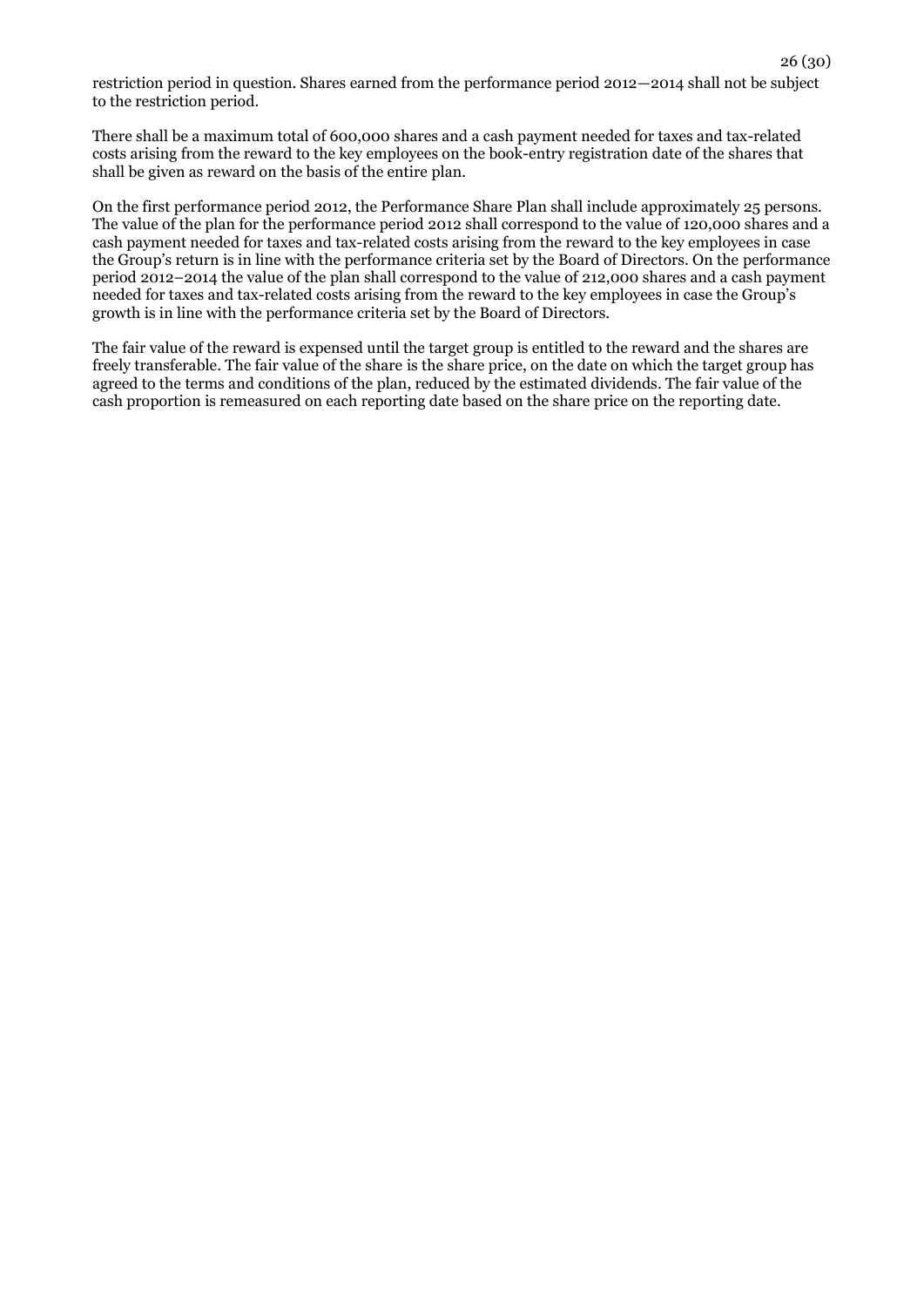restriction period in question. Shares earned from the performance period 2012—2014 shall not be subject to the restriction period.

There shall be a maximum total of 600,000 shares and a cash payment needed for taxes and tax-related costs arising from the reward to the key employees on the book-entry registration date of the shares that shall be given as reward on the basis of the entire plan.

On the first performance period 2012, the Performance Share Plan shall include approximately 25 persons. The value of the plan for the performance period 2012 shall correspond to the value of 120,000 shares and a cash payment needed for taxes and tax-related costs arising from the reward to the key employees in case the Group's return is in line with the performance criteria set by the Board of Directors. On the performance period 2012–2014 the value of the plan shall correspond to the value of 212,000 shares and a cash payment needed for taxes and tax-related costs arising from the reward to the key employees in case the Group's growth is in line with the performance criteria set by the Board of Directors.

The fair value of the reward is expensed until the target group is entitled to the reward and the shares are freely transferable. The fair value of the share is the share price, on the date on which the target group has agreed to the terms and conditions of the plan, reduced by the estimated dividends. The fair value of the cash proportion is remeasured on each reporting date based on the share price on the reporting date.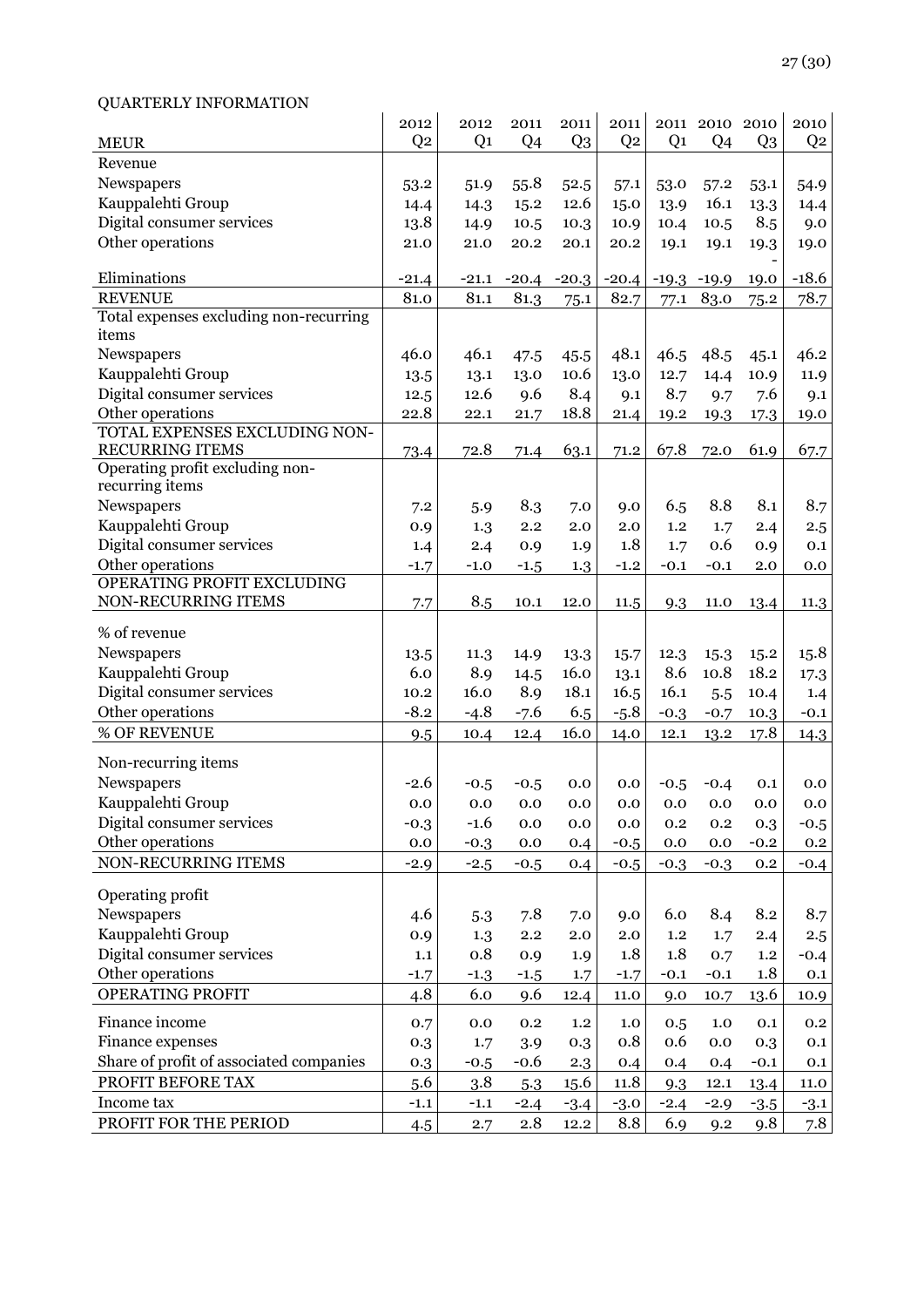QUARTERLY INFORMATION

| MEUR | 2012 Q2 | 2012 Q1 | 2011 Q4 | 2011 Q3 | 2011 Q2 | 2011 Q1 | 2010 Q4 | 2010 Q3 | 2010 Q2 |
|---|---|---|---|---|---|---|---|---|---|
| Revenue | | | | | | | | | |
| Newspapers | 53.2 | 51.9 | 55.8 | 52.5 | 57.1 | 53.0 | 57.2 | 53.1 | 54.9 |
| Kauppalehti Group | 14.4 | 14.3 | 15.2 | 12.6 | 15.0 | 13.9 | 16.1 | 13.3 | 14.4 |
| Digital consumer services | 13.8 | 14.9 | 10.5 | 10.3 | 10.9 | 10.4 | 10.5 | 8.5 | 9.0 |
| Other operations | 21.0 | 21.0 | 20.2 | 20.1 | 20.2 | 19.1 | 19.1 | 19.3 | 19.0 |
| Eliminations | -21.4 | -21.1 | -20.4 | -20.3 | -20.4 | -19.3 | -19.9 | -19.0 | -18.6 |
| REVENUE | 81.0 | 81.1 | 81.3 | 75.1 | 82.7 | 77.1 | 83.0 | 75.2 | 78.7 |
| Total expenses excluding non-recurring items | | | | | | | | | |
| Newspapers | 46.0 | 46.1 | 47.5 | 45.5 | 48.1 | 46.5 | 48.5 | 45.1 | 46.2 |
| Kauppalehti Group | 13.5 | 13.1 | 13.0 | 10.6 | 13.0 | 12.7 | 14.4 | 10.9 | 11.9 |
| Digital consumer services | 12.5 | 12.6 | 9.6 | 8.4 | 9.1 | 8.7 | 9.7 | 7.6 | 9.1 |
| Other operations | 22.8 | 22.1 | 21.7 | 18.8 | 21.4 | 19.2 | 19.3 | 17.3 | 19.0 |
| TOTAL EXPENSES EXCLUDING NON-RECURRING ITEMS | 73.4 | 72.8 | 71.4 | 63.1 | 71.2 | 67.8 | 72.0 | 61.9 | 67.7 |
| Operating profit excluding non-recurring items | | | | | | | | | |
| Newspapers | 7.2 | 5.9 | 8.3 | 7.0 | 9.0 | 6.5 | 8.8 | 8.1 | 8.7 |
| Kauppalehti Group | 0.9 | 1.3 | 2.2 | 2.0 | 2.0 | 1.2 | 1.7 | 2.4 | 2.5 |
| Digital consumer services | 1.4 | 2.4 | 0.9 | 1.9 | 1.8 | 1.7 | 0.6 | 0.9 | 0.1 |
| Other operations | -1.7 | -1.0 | -1.5 | 1.3 | -1.2 | -0.1 | -0.1 | 2.0 | 0.0 |
| OPERATING PROFIT EXCLUDING NON-RECURRING ITEMS | 7.7 | 8.5 | 10.1 | 12.0 | 11.5 | 9.3 | 11.0 | 13.4 | 11.3 |
| % of revenue | | | | | | | | | |
| Newspapers | 13.5 | 11.3 | 14.9 | 13.3 | 15.7 | 12.3 | 15.3 | 15.2 | 15.8 |
| Kauppalehti Group | 6.0 | 8.9 | 14.5 | 16.0 | 13.1 | 8.6 | 10.8 | 18.2 | 17.3 |
| Digital consumer services | 10.2 | 16.0 | 8.9 | 18.1 | 16.5 | 16.1 | 5.5 | 10.4 | 1.4 |
| Other operations | -8.2 | -4.8 | -7.6 | 6.5 | -5.8 | -0.3 | -0.7 | 10.3 | -0.1 |
| % OF REVENUE | 9.5 | 10.4 | 12.4 | 16.0 | 14.0 | 12.1 | 13.2 | 17.8 | 14.3 |
| Non-recurring items | | | | | | | | | |
| Newspapers | -2.6 | -0.5 | -0.5 | 0.0 | 0.0 | -0.5 | -0.4 | 0.1 | 0.0 |
| Kauppalehti Group | 0.0 | 0.0 | 0.0 | 0.0 | 0.0 | 0.0 | 0.0 | 0.0 | 0.0 |
| Digital consumer services | -0.3 | -1.6 | 0.0 | 0.0 | 0.0 | 0.2 | 0.2 | 0.3 | -0.5 |
| Other operations | 0.0 | -0.3 | 0.0 | 0.4 | -0.5 | 0.0 | 0.0 | -0.2 | 0.2 |
| NON-RECURRING ITEMS | -2.9 | -2.5 | -0.5 | 0.4 | -0.5 | -0.3 | -0.3 | 0.2 | -0.4 |
| Operating profit | | | | | | | | | |
| Newspapers | 4.6 | 5.3 | 7.8 | 7.0 | 9.0 | 6.0 | 8.4 | 8.2 | 8.7 |
| Kauppalehti Group | 0.9 | 1.3 | 2.2 | 2.0 | 2.0 | 1.2 | 1.7 | 2.4 | 2.5 |
| Digital consumer services | 1.1 | 0.8 | 0.9 | 1.9 | 1.8 | 1.8 | 0.7 | 1.2 | -0.4 |
| Other operations | -1.7 | -1.3 | -1.5 | 1.7 | -1.7 | -0.1 | -0.1 | 1.8 | 0.1 |
| OPERATING PROFIT | 4.8 | 6.0 | 9.6 | 12.4 | 11.0 | 9.0 | 10.7 | 13.6 | 10.9 |
| Finance income | 0.7 | 0.0 | 0.2 | 1.2 | 1.0 | 0.5 | 1.0 | 0.1 | 0.2 |
| Finance expenses | 0.3 | 1.7 | 3.9 | 0.3 | 0.8 | 0.6 | 0.0 | 0.3 | 0.1 |
| Share of profit of associated companies | 0.3 | -0.5 | -0.6 | 2.3 | 0.4 | 0.4 | 0.4 | -0.1 | 0.1 |
| PROFIT BEFORE TAX | 5.6 | 3.8 | 5.3 | 15.6 | 11.8 | 9.3 | 12.1 | 13.4 | 11.0 |
| Income tax | -1.1 | -1.1 | -2.4 | -3.4 | -3.0 | -2.4 | -2.9 | -3.5 | -3.1 |
| PROFIT FOR THE PERIOD | 4.5 | 2.7 | 2.8 | 12.2 | 8.8 | 6.9 | 9.2 | 9.8 | 7.8 |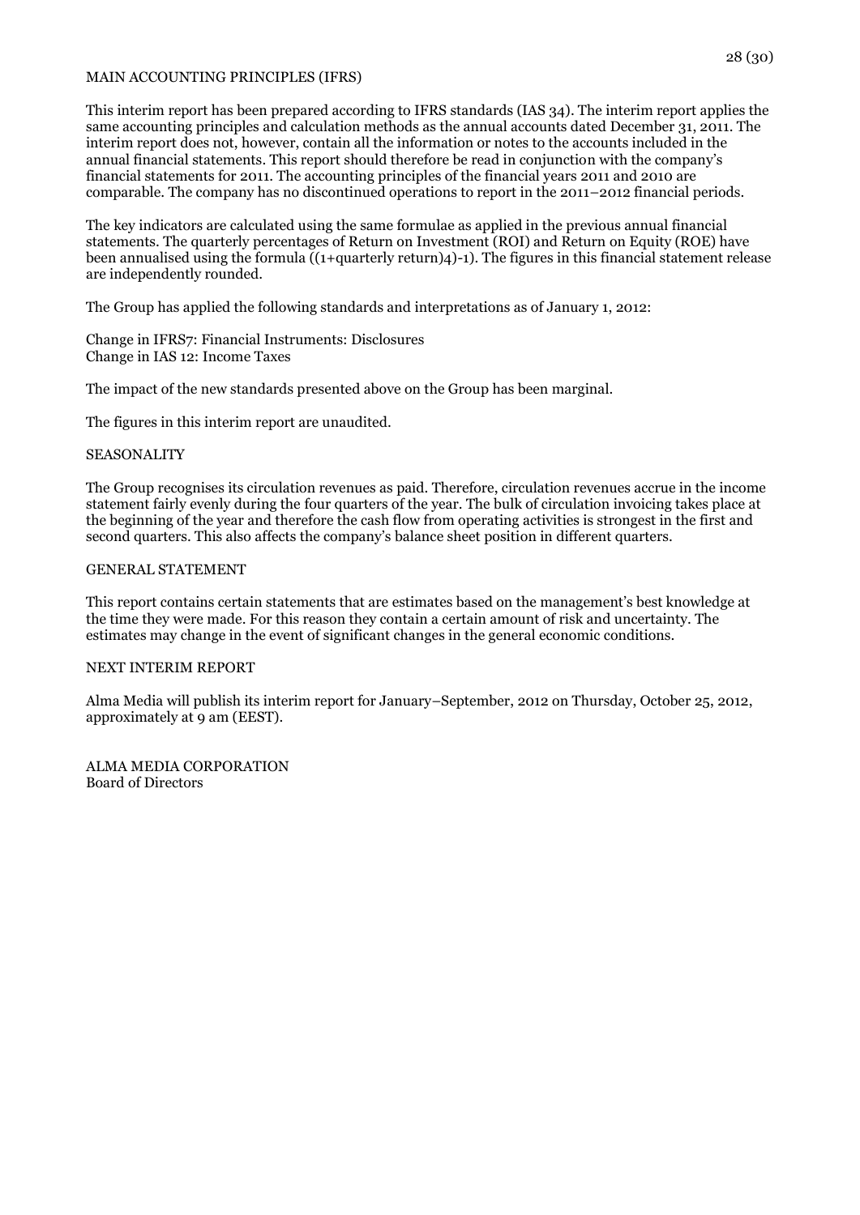## MAIN ACCOUNTING PRINCIPLES (IFRS)

This interim report has been prepared according to IFRS standards (IAS 34). The interim report applies the same accounting principles and calculation methods as the annual accounts dated December 31, 2011. The interim report does not, however, contain all the information or notes to the accounts included in the annual financial statements. This report should therefore be read in conjunction with the company's financial statements for 2011. The accounting principles of the financial years 2011 and 2010 are comparable. The company has no discontinued operations to report in the 2011–2012 financial periods.

The key indicators are calculated using the same formulae as applied in the previous annual financial statements. The quarterly percentages of Return on Investment (ROI) and Return on Equity (ROE) have been annualised using the formula ((1+quarterly return)4)-1). The figures in this financial statement release are independently rounded.

The Group has applied the following standards and interpretations as of January 1, 2012:

Change in IFRS7: Financial Instruments: Disclosures
Change in IAS 12: Income Taxes

The impact of the new standards presented above on the Group has been marginal.

The figures in this interim report are unaudited.

## SEASONALITY

The Group recognises its circulation revenues as paid. Therefore, circulation revenues accrue in the income statement fairly evenly during the four quarters of the year. The bulk of circulation invoicing takes place at the beginning of the year and therefore the cash flow from operating activities is strongest in the first and second quarters. This also affects the company's balance sheet position in different quarters.

## GENERAL STATEMENT

This report contains certain statements that are estimates based on the management's best knowledge at the time they were made. For this reason they contain a certain amount of risk and uncertainty. The estimates may change in the event of significant changes in the general economic conditions.

## NEXT INTERIM REPORT

Alma Media will publish its interim report for January–September, 2012 on Thursday, October 25, 2012, approximately at 9 am (EEST).

ALMA MEDIA CORPORATION
Board of Directors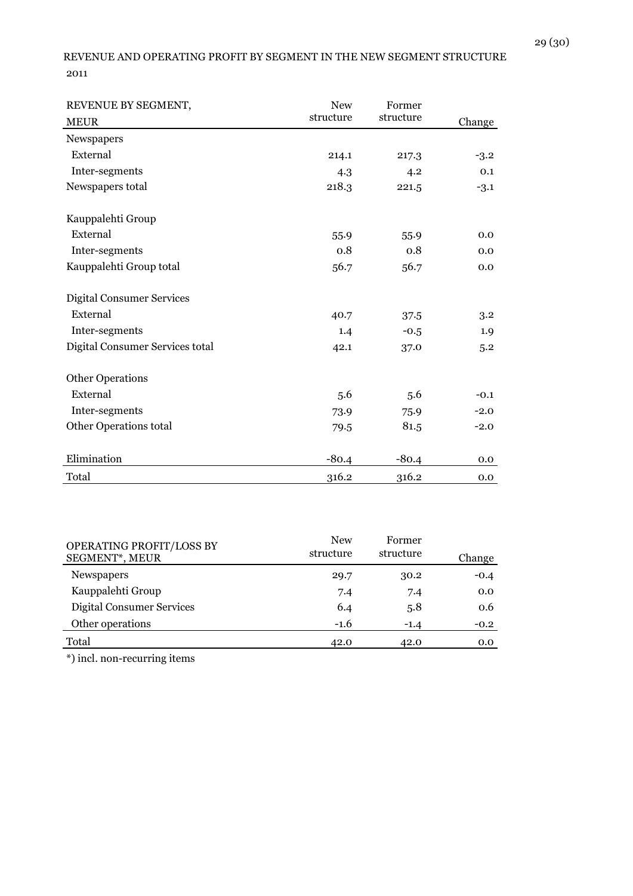REVENUE AND OPERATING PROFIT BY SEGMENT IN THE NEW SEGMENT STRUCTURE

2011

| REVENUE BY SEGMENT, MEUR | New structure | Former structure | Change |
|---|---|---|---|
| Newspapers | | | |
| External | 214.1 | 217.3 | -3.2 |
| Inter-segments | 4.3 | 4.2 | 0.1 |
| Newspapers total | 218.3 | 221.5 | -3.1 |
| | | | |
| Kauppalehti Group | | | |
| External | 55.9 | 55.9 | 0.0 |
| Inter-segments | 0.8 | 0.8 | 0.0 |
| Kauppalehti Group total | 56.7 | 56.7 | 0.0 |
| | | | |
| Digital Consumer Services | | | |
| External | 40.7 | 37.5 | 3.2 |
| Inter-segments | 1.4 | -0.5 | 1.9 |
| Digital Consumer Services total | 42.1 | 37.0 | 5.2 |
| | | | |
| Other Operations | | | |
| External | 5.6 | 5.6 | -0.1 |
| Inter-segments | 73.9 | 75.9 | -2.0 |
| Other Operations total | 79.5 | 81.5 | -2.0 |
| | | | |
| Elimination | -80.4 | -80.4 | 0.0 |
| Total | 316.2 | 316.2 | 0.0 |

| OPERATING PROFIT/LOSS BY SEGMENT*, MEUR | New structure | Former structure | Change |
|---|---|---|---|
| Newspapers | 29.7 | 30.2 | -0.4 |
| Kauppalehti Group | 7.4 | 7.4 | 0.0 |
| Digital Consumer Services | 6.4 | 5.8 | 0.6 |
| Other operations | -1.6 | -1.4 | -0.2 |
| Total | 42.0 | 42.0 | 0.0 |

*) incl. non-recurring items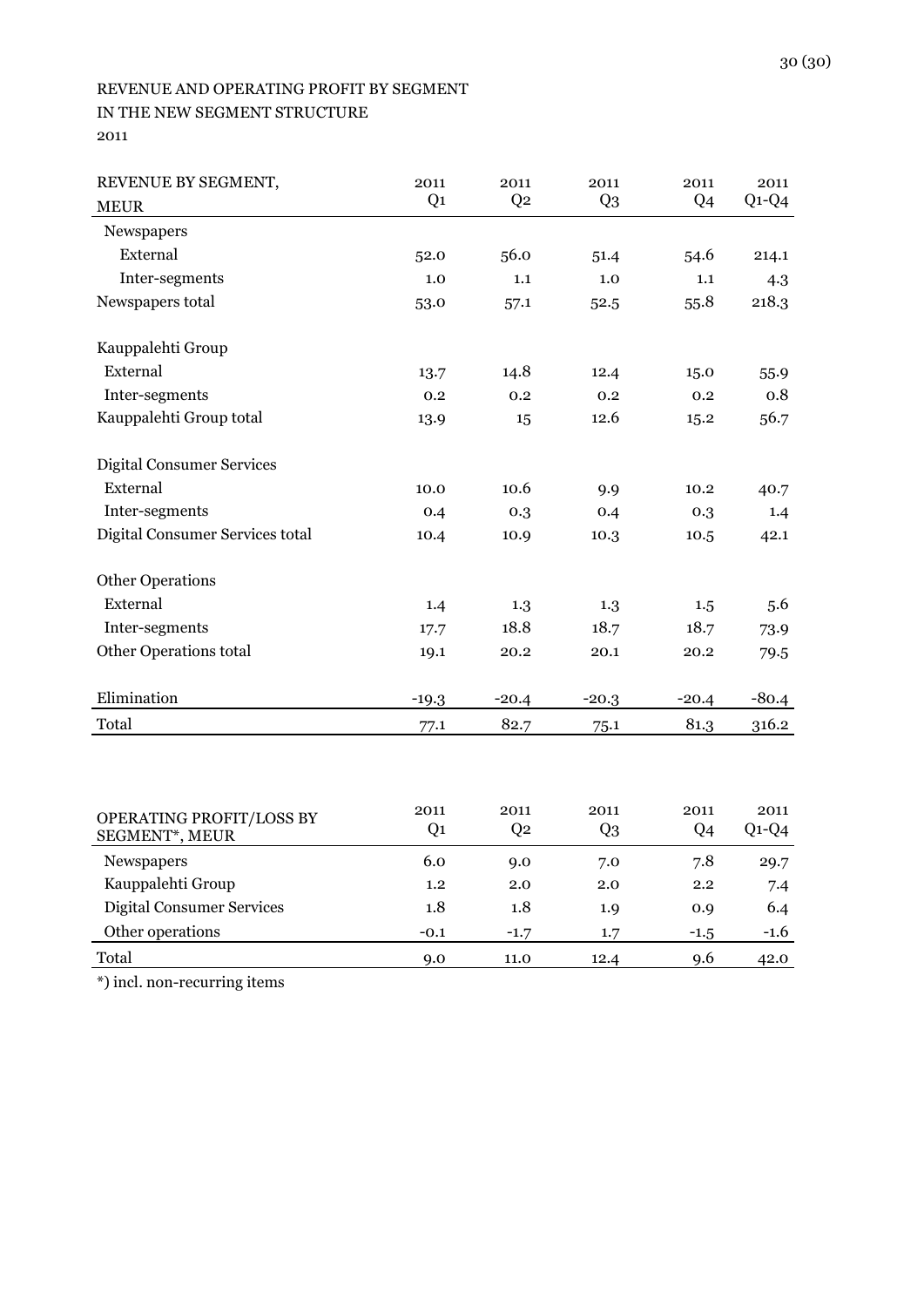REVENUE AND OPERATING PROFIT BY SEGMENT

IN THE NEW SEGMENT STRUCTURE

2011

| REVENUE BY SEGMENT, MEUR | 2011 Q1 | 2011 Q2 | 2011 Q3 | 2011 Q4 | 2011 Q1-Q4 |
|---|---|---|---|---|---|
| Newspapers | | | | | |
| External | 52.0 | 56.0 | 51.4 | 54.6 | 214.1 |
| Inter-segments | 1.0 | 1.1 | 1.0 | 1.1 | 4.3 |
| Newspapers total | 53.0 | 57.1 | 52.5 | 55.8 | 218.3 |
| | | | | | |
| Kauppalehti Group | | | | | |
| External | 13.7 | 14.8 | 12.4 | 15.0 | 55.9 |
| Inter-segments | 0.2 | 0.2 | 0.2 | 0.2 | 0.8 |
| Kauppalehti Group total | 13.9 | 15 | 12.6 | 15.2 | 56.7 |
| | | | | | |
| Digital Consumer Services | | | | | |
| External | 10.0 | 10.6 | 9.9 | 10.2 | 40.7 |
| Inter-segments | 0.4 | 0.3 | 0.4 | 0.3 | 1.4 |
| Digital Consumer Services total | 10.4 | 10.9 | 10.3 | 10.5 | 42.1 |
| | | | | | |
| Other Operations | | | | | |
| External | 1.4 | 1.3 | 1.3 | 1.5 | 5.6 |
| Inter-segments | 17.7 | 18.8 | 18.7 | 18.7 | 73.9 |
| Other Operations total | 19.1 | 20.2 | 20.1 | 20.2 | 79.5 |
| | | | | | |
| Elimination | -19.3 | -20.4 | -20.3 | -20.4 | -80.4 |
| Total | 77.1 | 82.7 | 75.1 | 81.3 | 316.2 |

| OPERATING PROFIT/LOSS BY SEGMENT*, MEUR | 2011 Q1 | 2011 Q2 | 2011 Q3 | 2011 Q4 | 2011 Q1-Q4 |
|---|---|---|---|---|---|
| Newspapers | 6.0 | 9.0 | 7.0 | 7.8 | 29.7 |
| Kauppalehti Group | 1.2 | 2.0 | 2.0 | 2.2 | 7.4 |
| Digital Consumer Services | 1.8 | 1.8 | 1.9 | 0.9 | 6.4 |
| Other operations | -0.1 | -1.7 | 1.7 | -1.5 | -1.6 |
| Total | 9.0 | 11.0 | 12.4 | 9.6 | 42.0 |

*) incl. non-recurring items